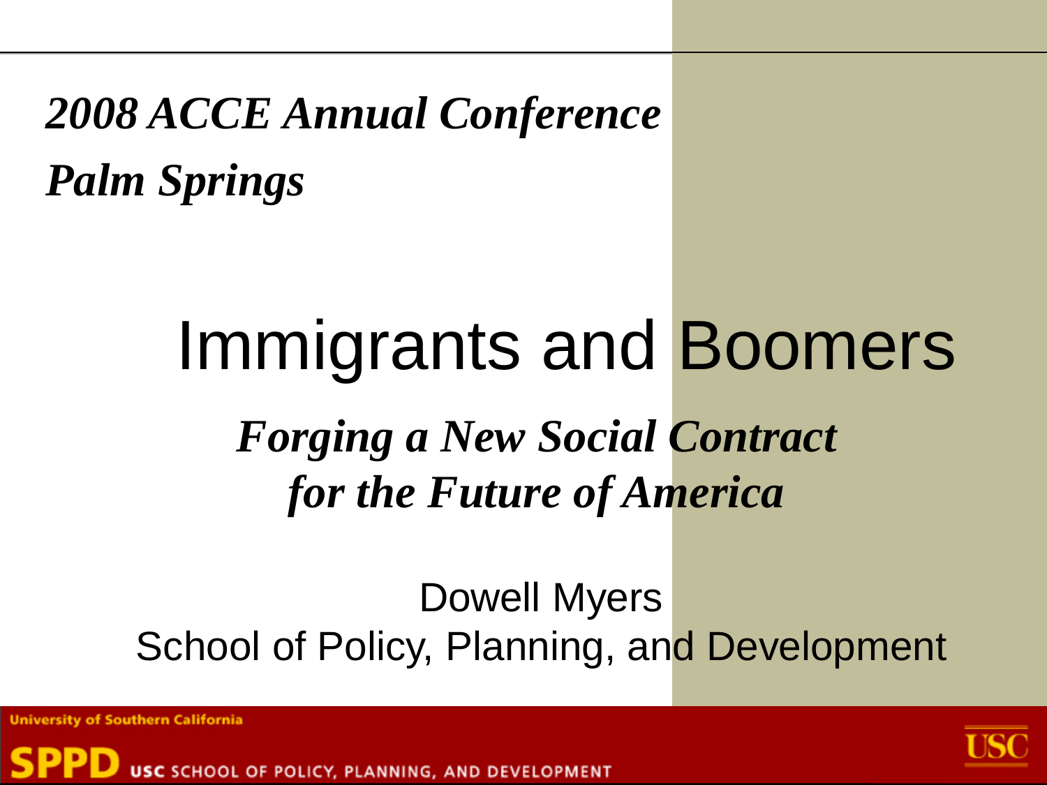***2008 ACCE Annual Conference***

***Palm Springs***

# Immigrants and Boomers

## *Forging a New Social Contract for the Future of America*

Dowell Myers

School of Policy, Planning, and Development

University of Southern California

SPPD USC SCHOOL OF POLICY, PLANNING, AND DEVELOPMENT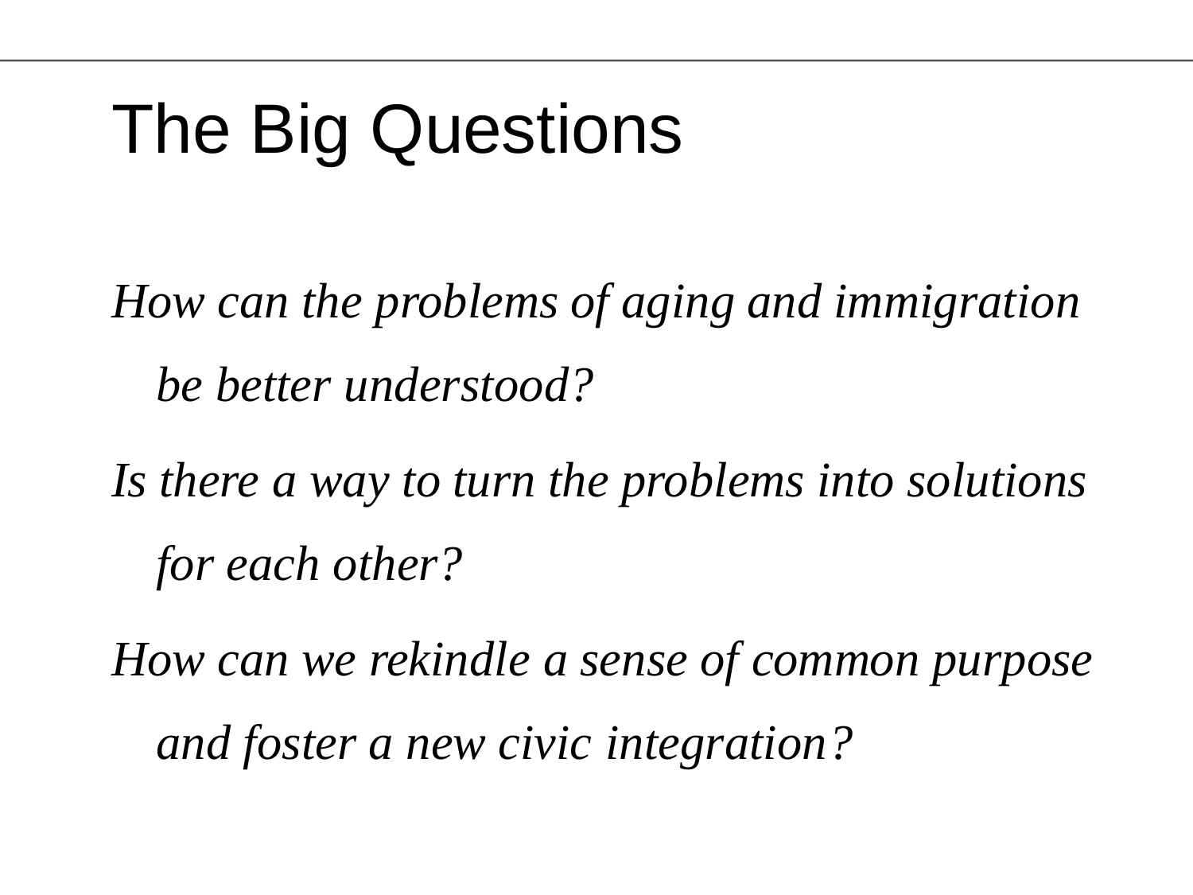# The Big Questions

*How can the problems of aging and immigration be better understood?*

*Is there a way to turn the problems into solutions for each other?*

*How can we rekindle a sense of common purpose and foster a new civic integration?*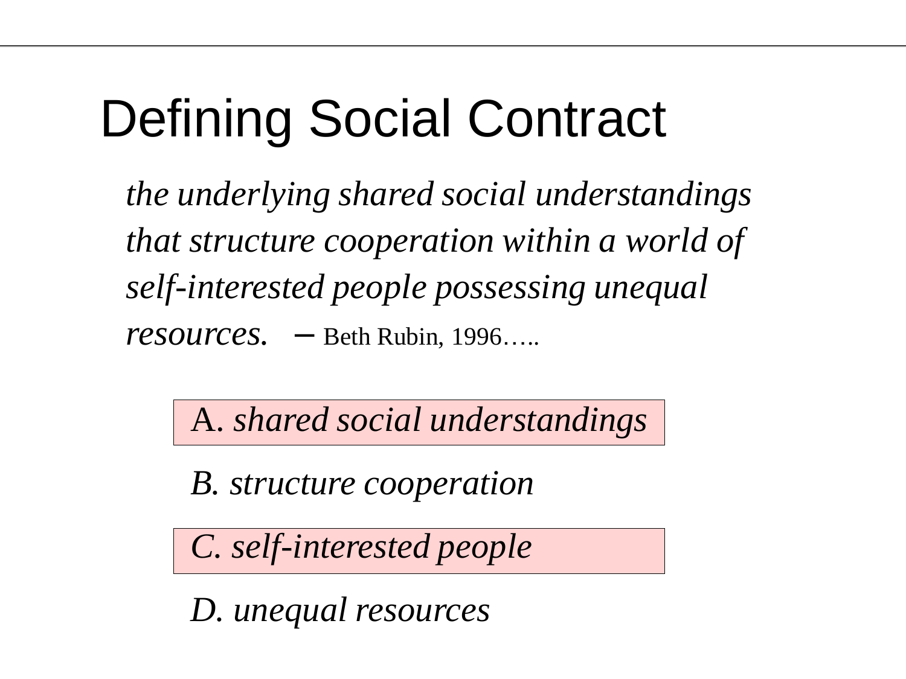# Defining Social Contract

*the underlying shared social understandings that structure cooperation within a world of self-interested people possessing unequal resources.* – Beth Rubin, 1996…..

A. *shared social understandings*

B. *structure cooperation*

C. *self-interested people*

D. *unequal resources*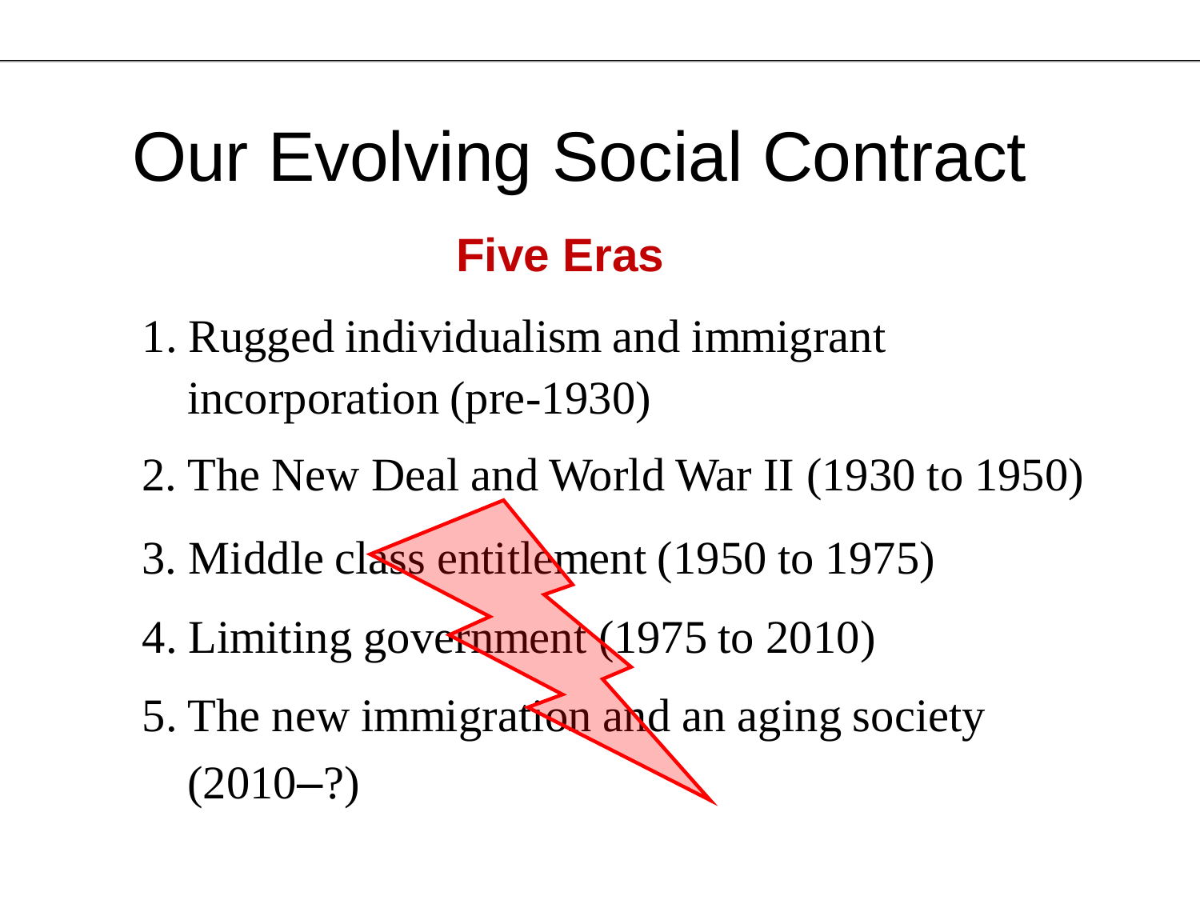# Our Evolving Social Contract

## Five Eras

1. Rugged individualism and immigrant incorporation (pre-1930)
2. The New Deal and World War II (1930 to 1950)
3. Middle class entitlement (1950 to 1975)
4. Limiting government (1975 to 2010)
5. The new immigration and an aging society (2010–?)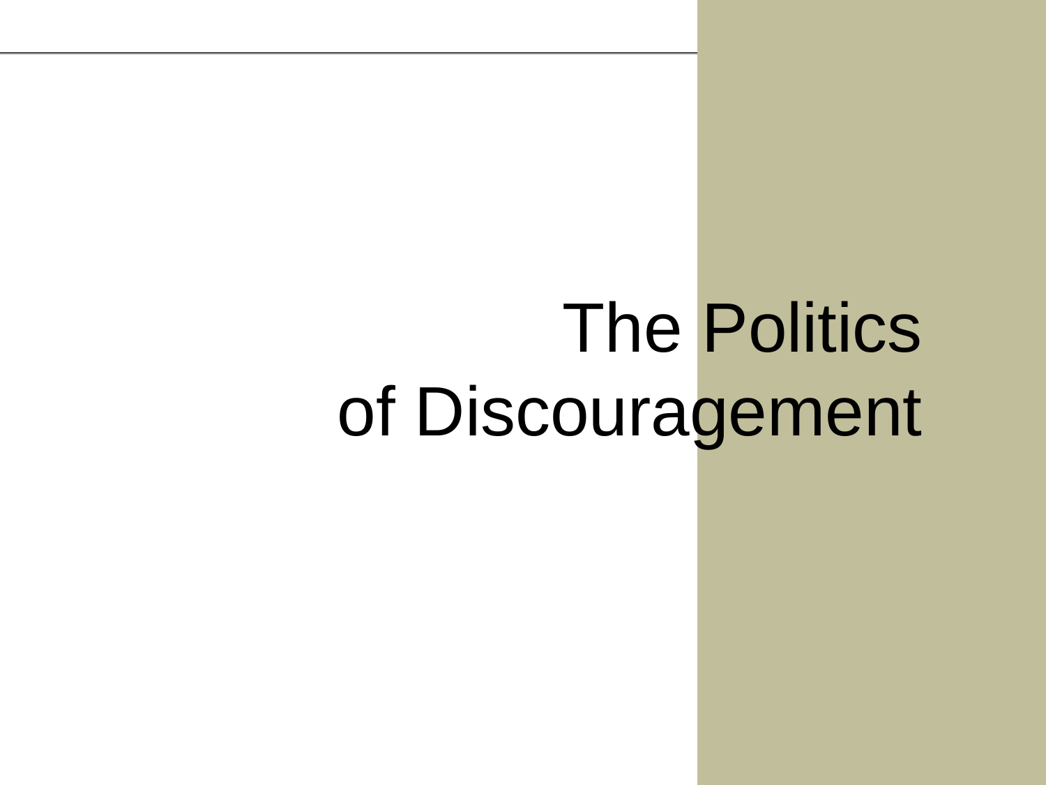# The Politics of Discouragement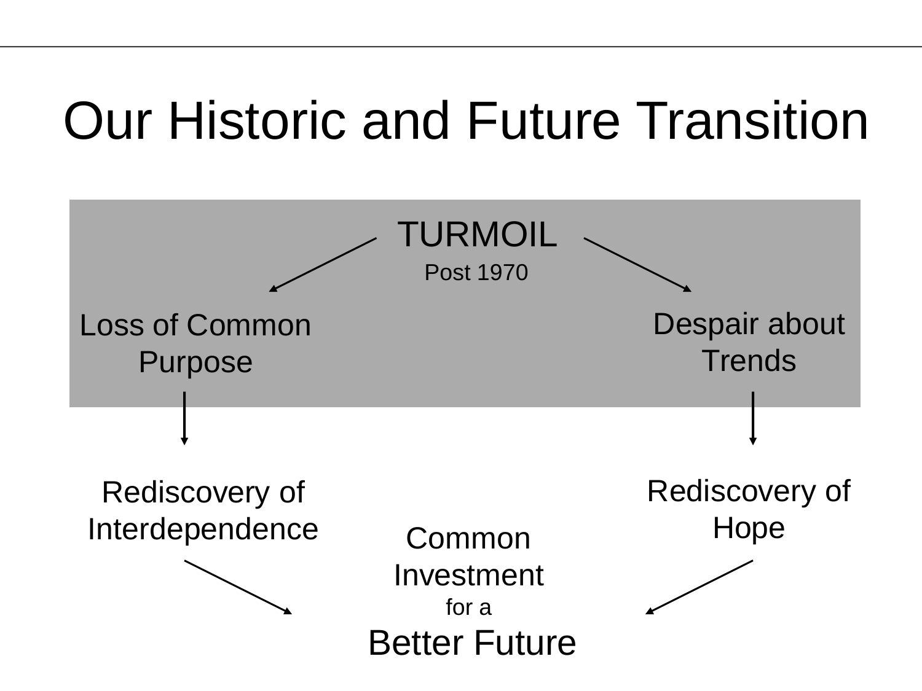# Our Historic and Future Transition

TURMOIL

Post 1970

Loss of Common Purpose

Despair about Trends

Rediscovery of Interdependence

Rediscovery of Hope

Common Investment for a Better Future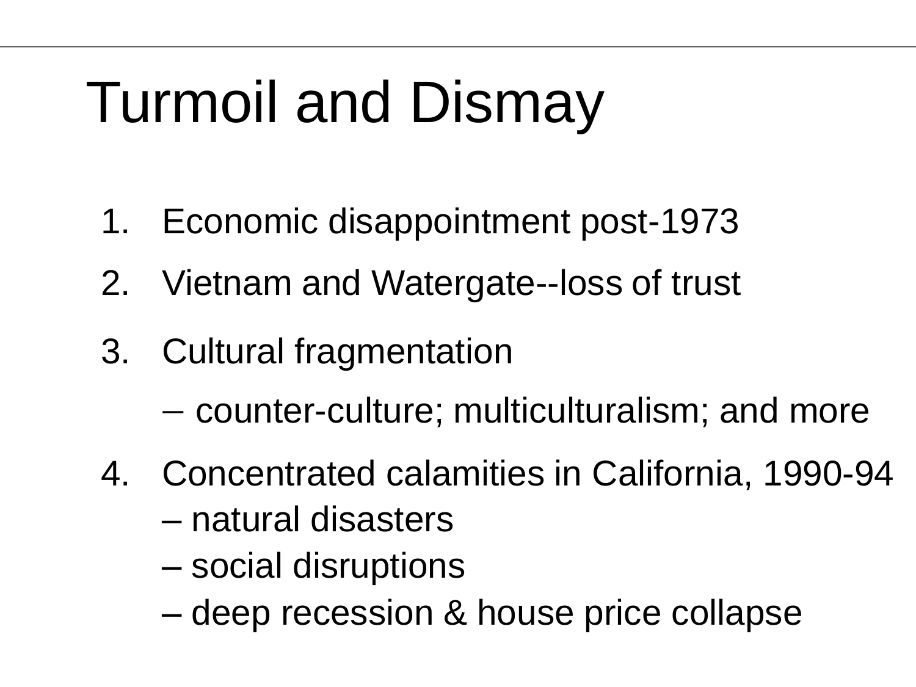# Turmoil and Dismay

1. Economic disappointment post-1973
2. Vietnam and Watergate--loss of trust
3. Cultural fragmentation
   - counter-culture; multiculturalism; and more
4. Concentrated calamities in California, 1990-94
   - natural disasters
   - social disruptions
   - deep recession & house price collapse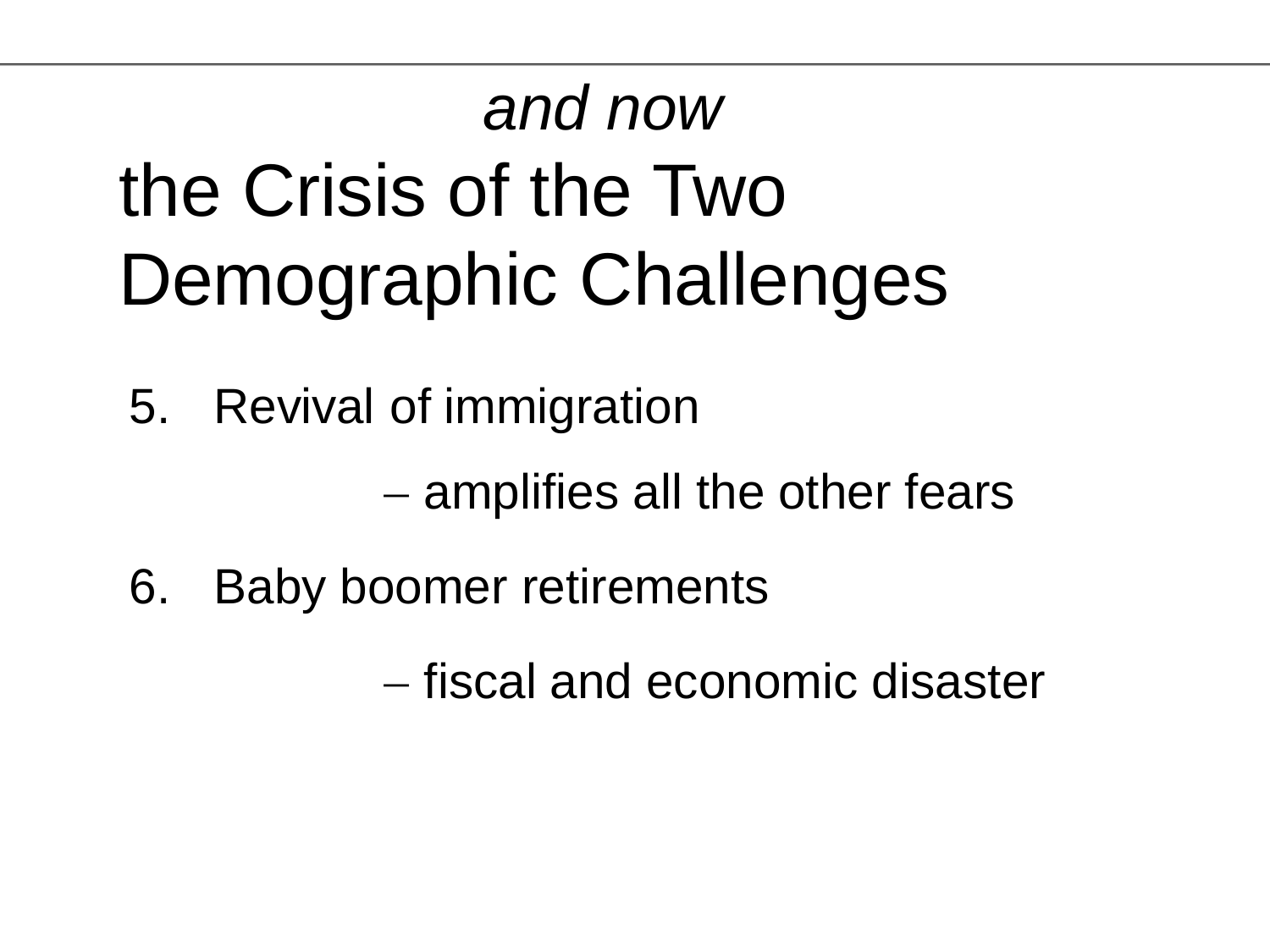*and now*

# the Crisis of the Two Demographic Challenges

5. Revival of immigration

   – amplifies all the other fears

6. Baby boomer retirements

   – fiscal and economic disaster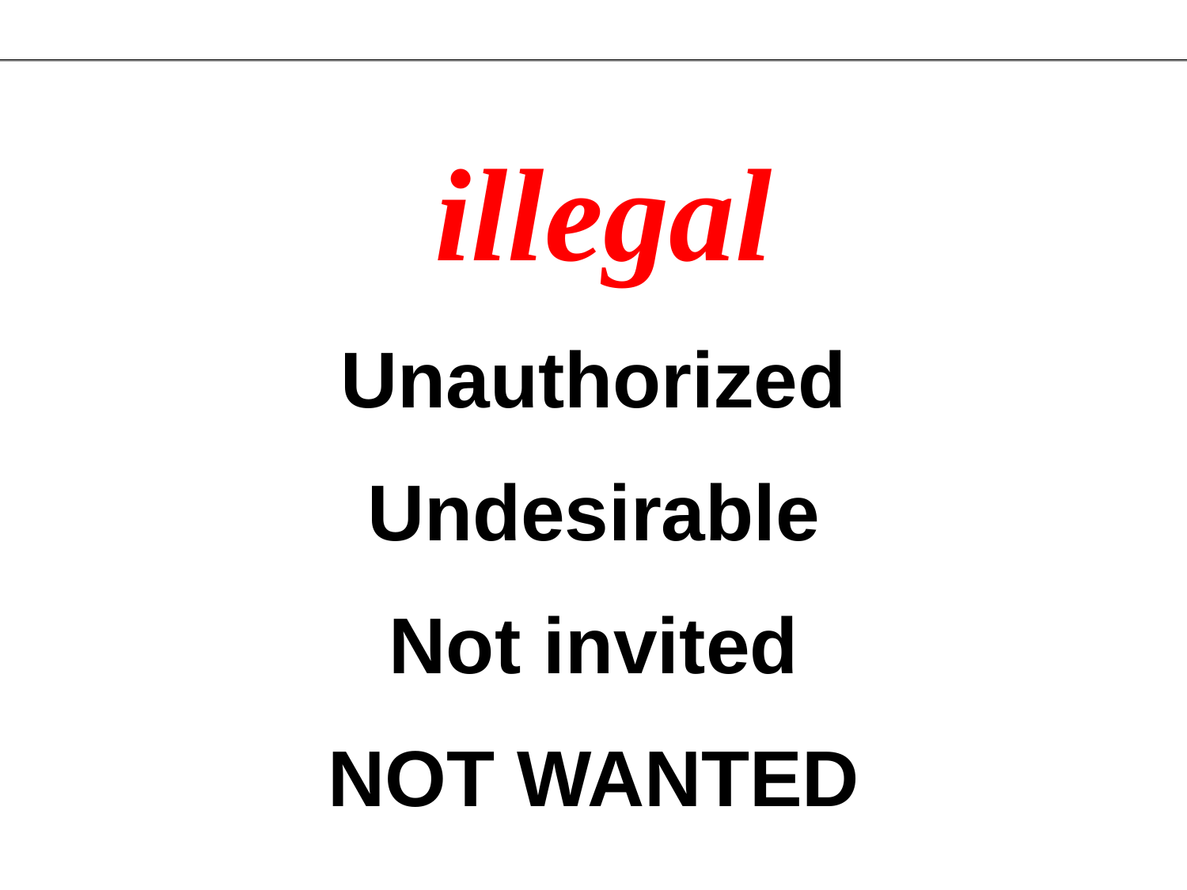# *illegal*

**Unauthorized**

**Undesirable**

**Not invited**

**NOT WANTED**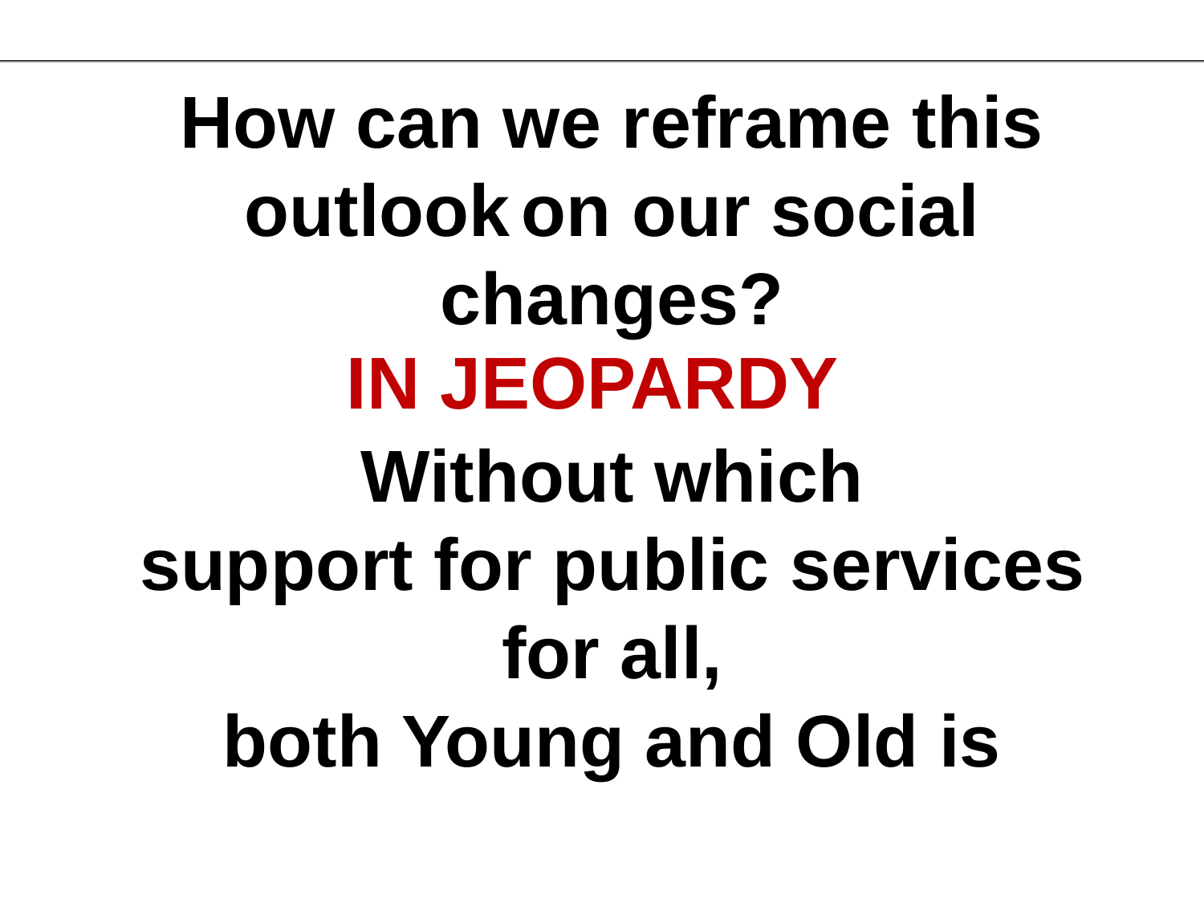**How can we reframe this outlook on our social changes?**

**IN JEOPARDY**

**Without which support for public services for all, both Young and Old is**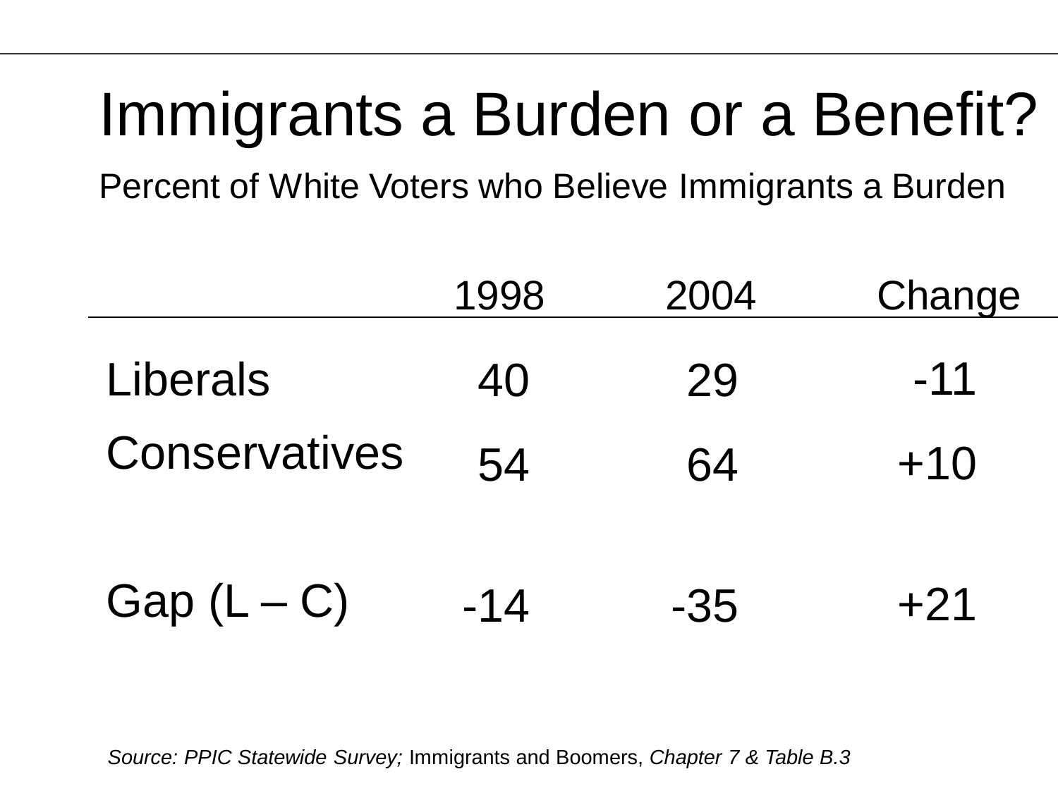# Immigrants a Burden or a Benefit?

## Percent of White Voters who Believe Immigrants a Burden

| | 1998 | 2004 | Change |
|---|---|---|---|
| Liberals | 40 | 29 | -11 |
| Conservatives | 54 | 64 | +10 |
| Gap (L – C) | -14 | -35 | +21 |

*Source: PPIC Statewide Survey;* Immigrants and Boomers, *Chapter 7 & Table B.3*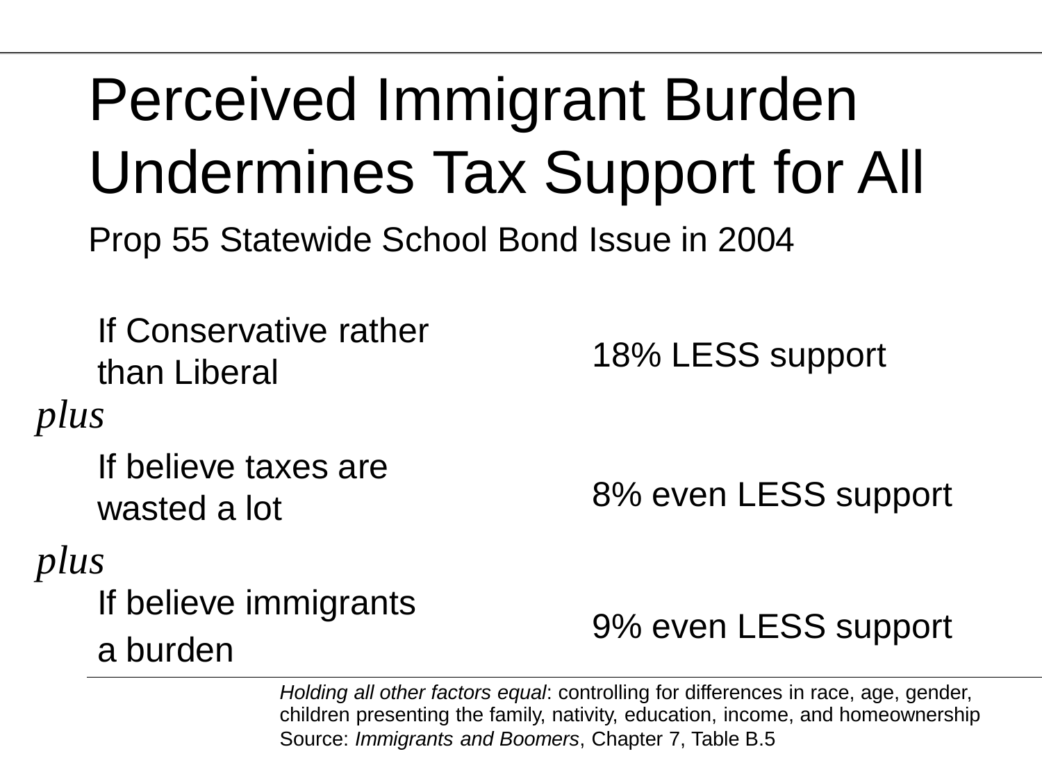# Perceived Immigrant Burden Undermines Tax Support for All

Prop 55 Statewide School Bond Issue in 2004

| | |
|---|---|
| If Conservative rather than Liberal | 18% LESS support |
| *plus* | |
| If believe taxes are wasted a lot | 8% even LESS support |
| *plus* | |
| If believe immigrants a burden | 9% even LESS support |

*Holding all other factors equal*: controlling for differences in race, age, gender, children presenting the family, nativity, education, income, and homeownership

Source: *Immigrants and Boomers*, Chapter 7, Table B.5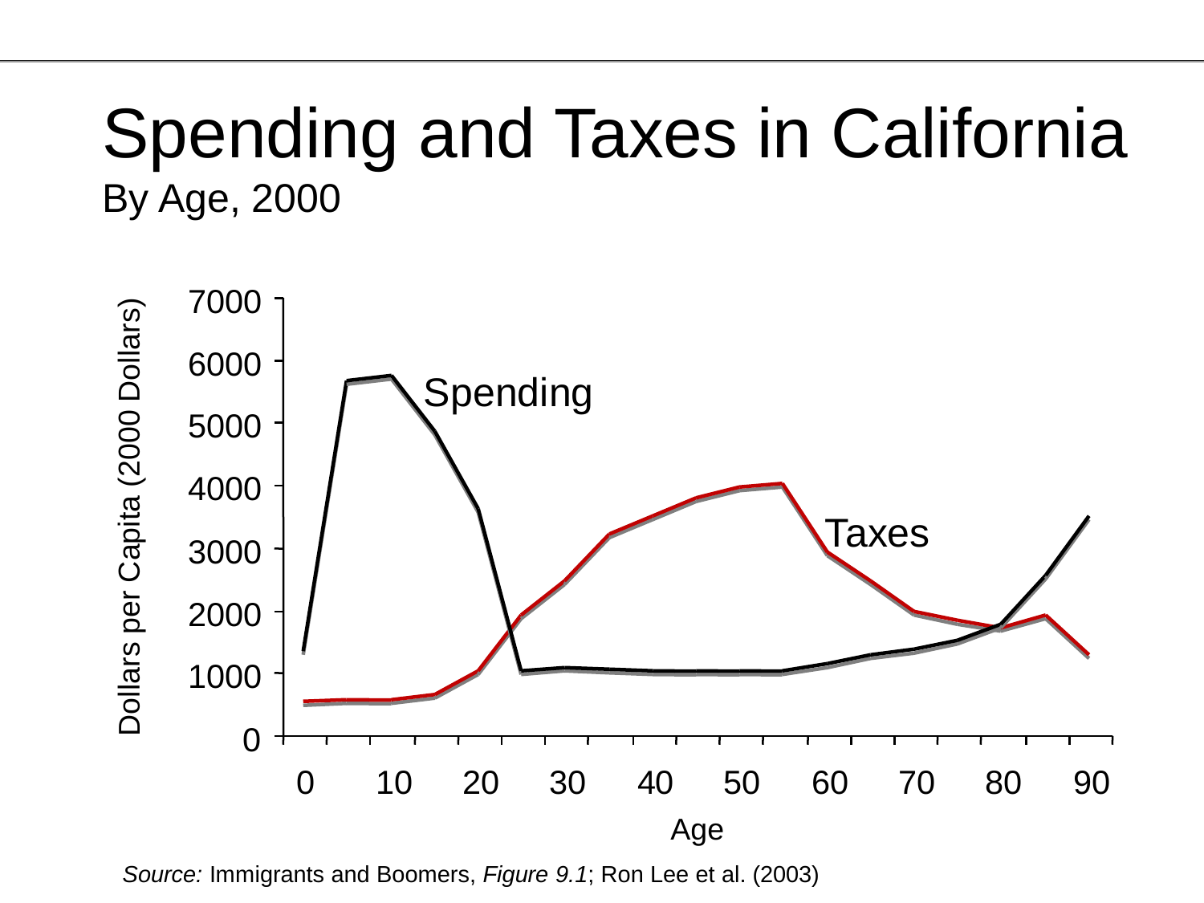# Spending and Taxes in California

By Age, 2000

*Source:* Immigrants and Boomers, *Figure 9.1*; Ron Lee et al. (2003)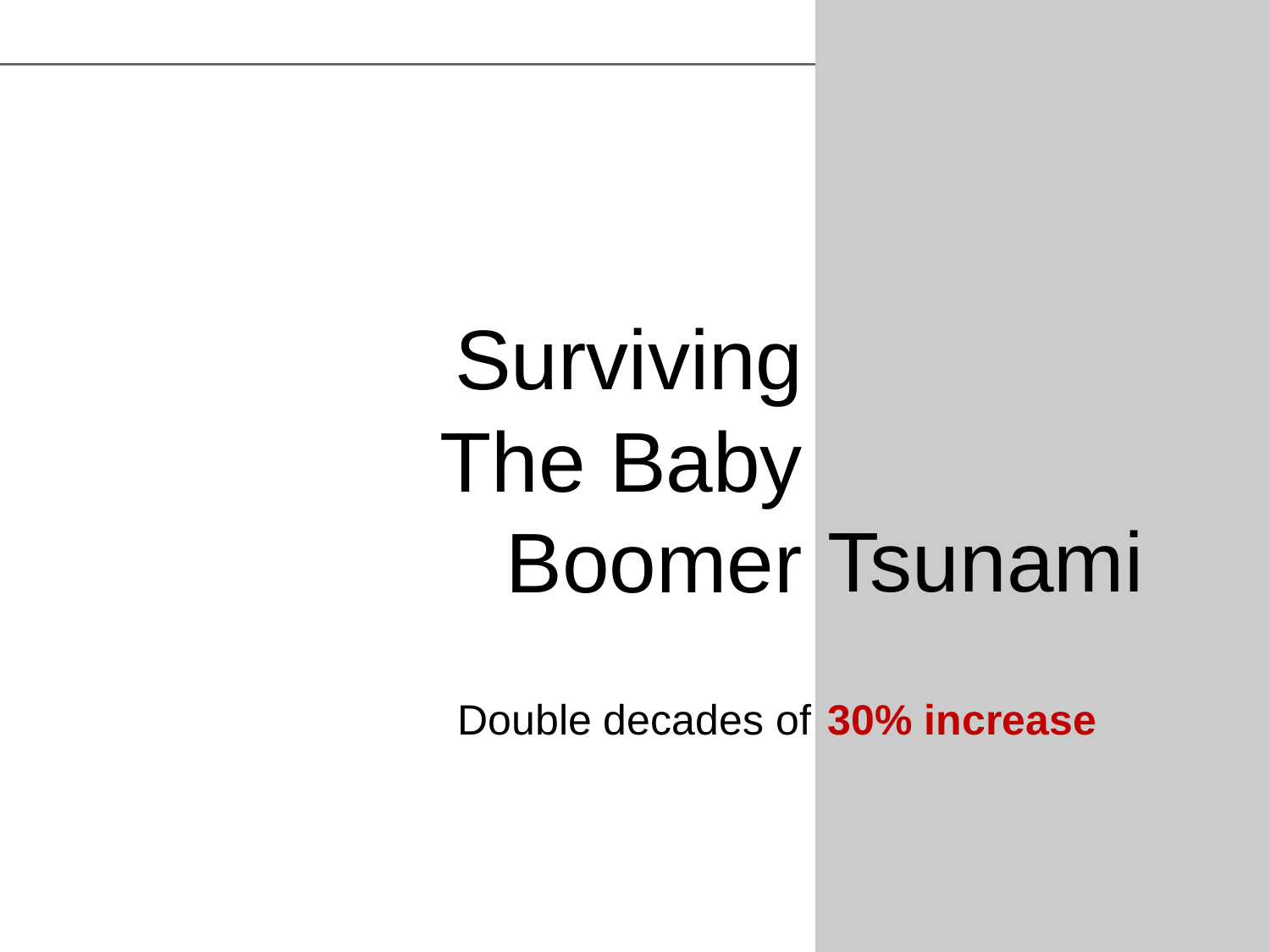# Surviving The Baby Boomer Tsunami

Double decades of **30% increase**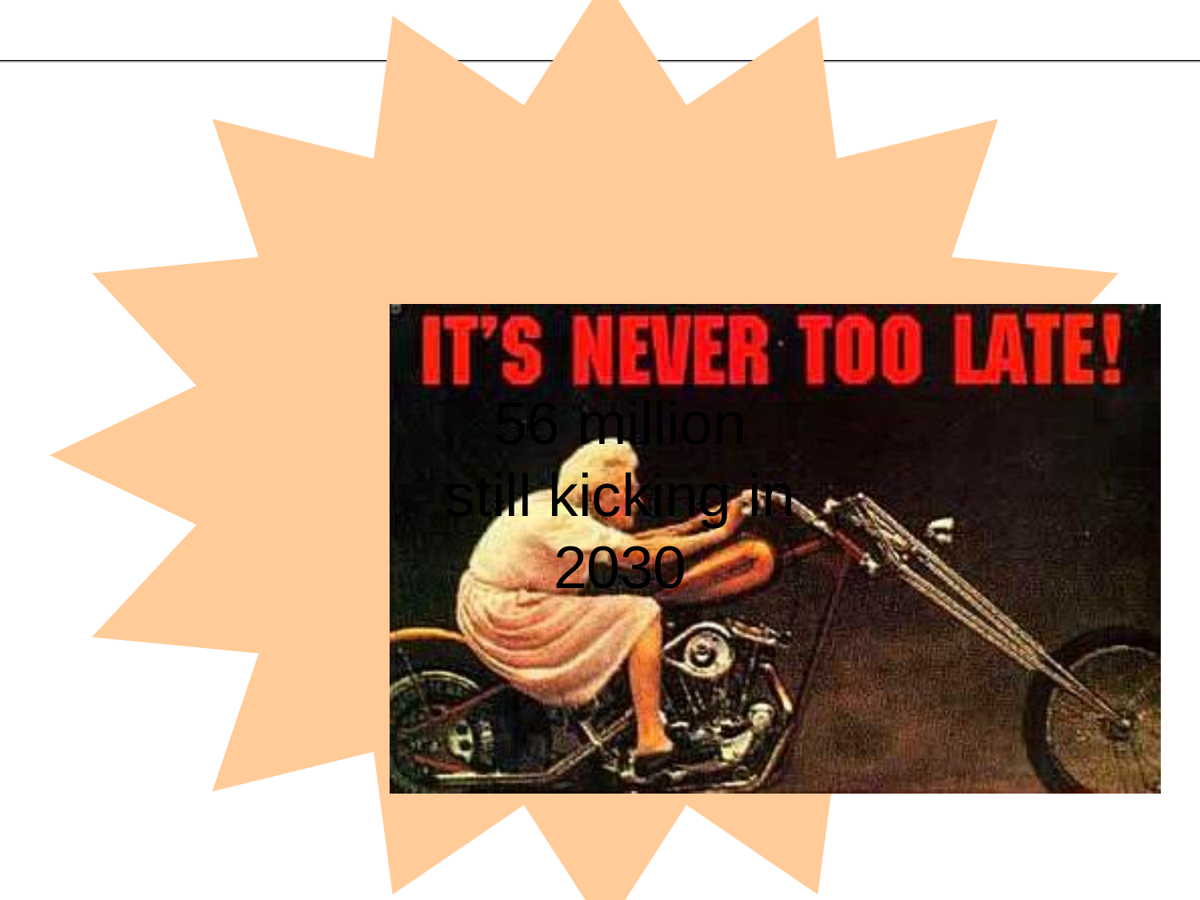IT'S NEVER TOO LATE!

56 million still kicking in 2030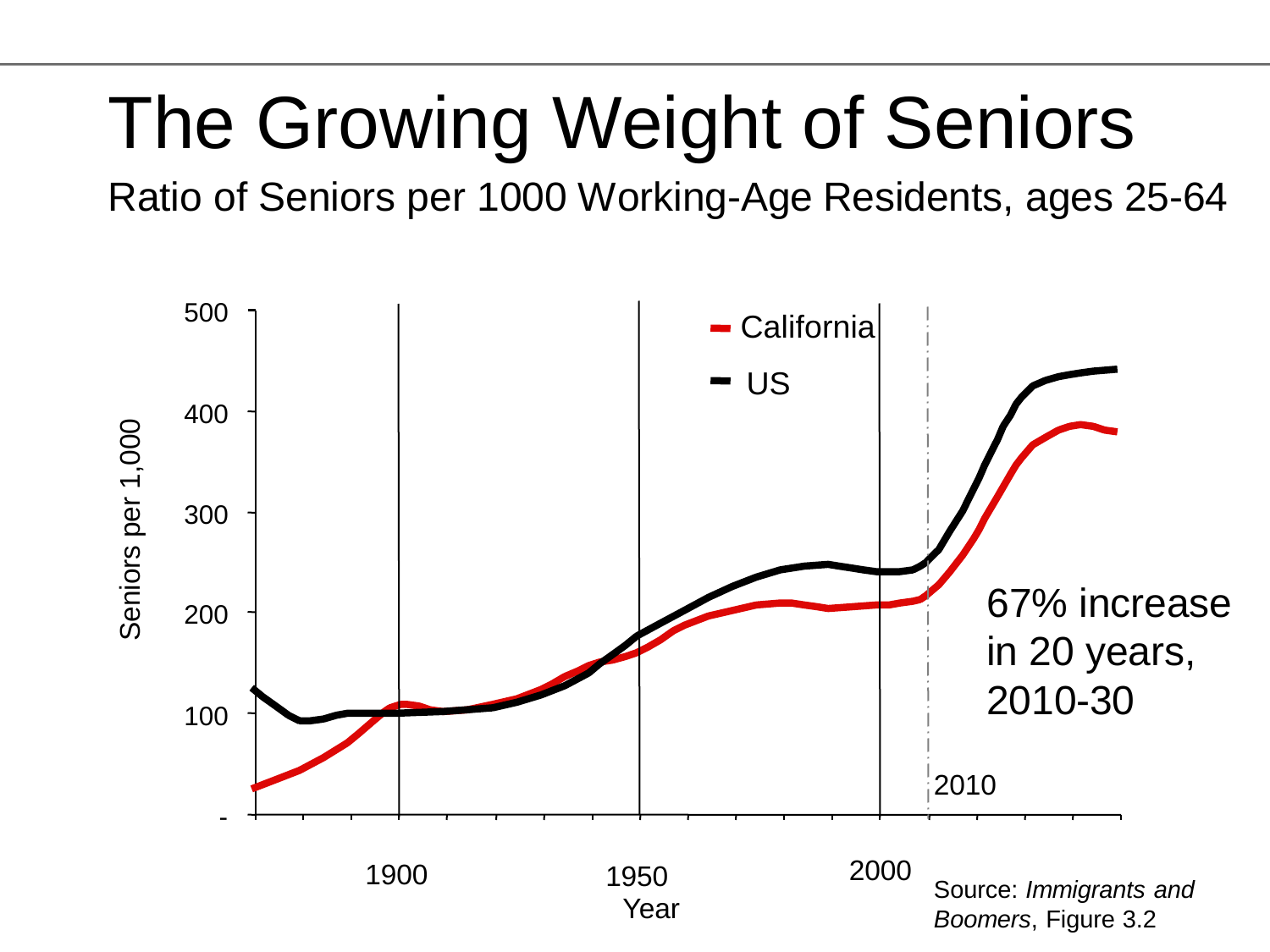# The Growing Weight of Seniors

Ratio of Seniors per 1000 Working-Age Residents, ages 25-64

Seniors per 1,000

500

400

300

200

100

-

1900

1950

2000

Year

California

US

67% increase in 20 years, 2010-30

2010

Source: *Immigrants and Boomers*, Figure 3.2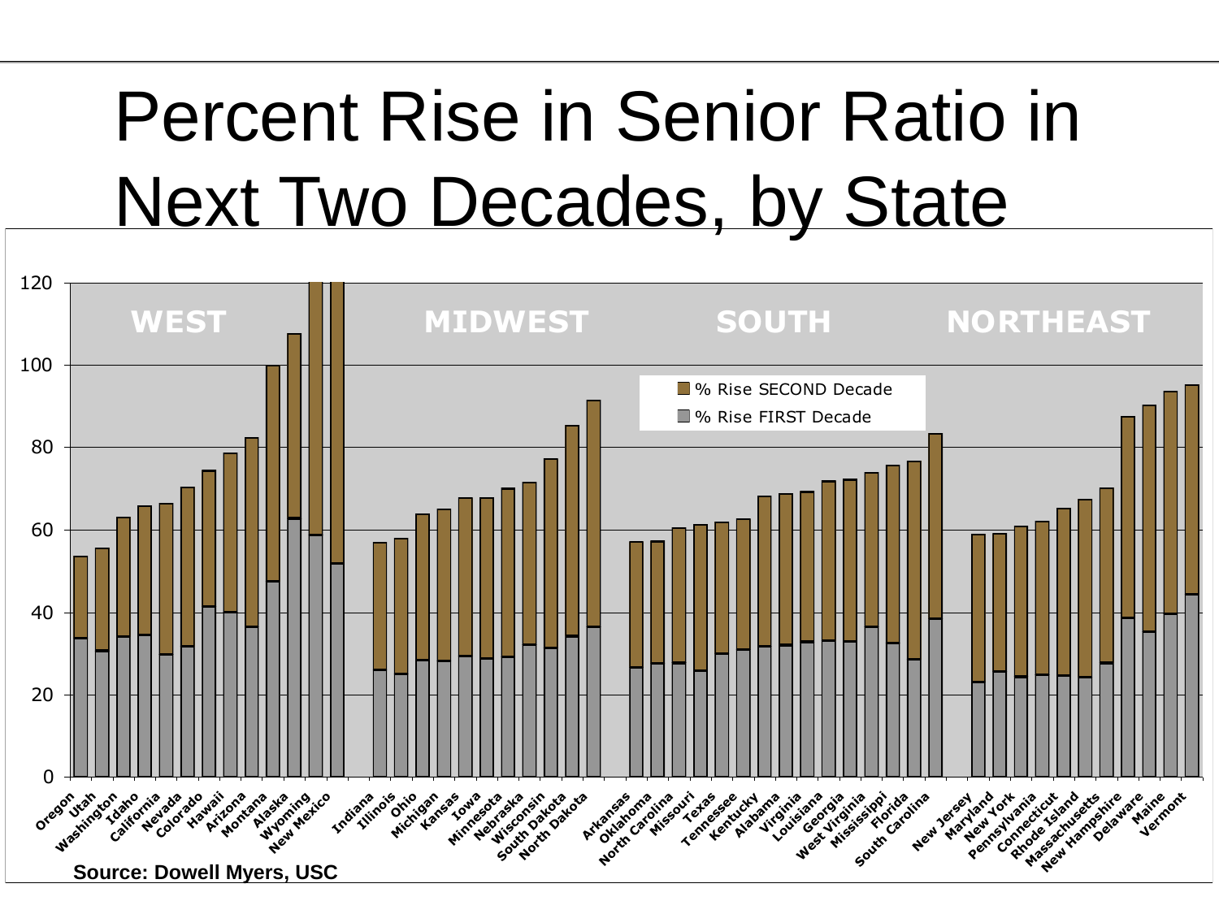# Percent Rise in Senior Ratio in Next Two Decades, by State

Source: Dowell Myers, USC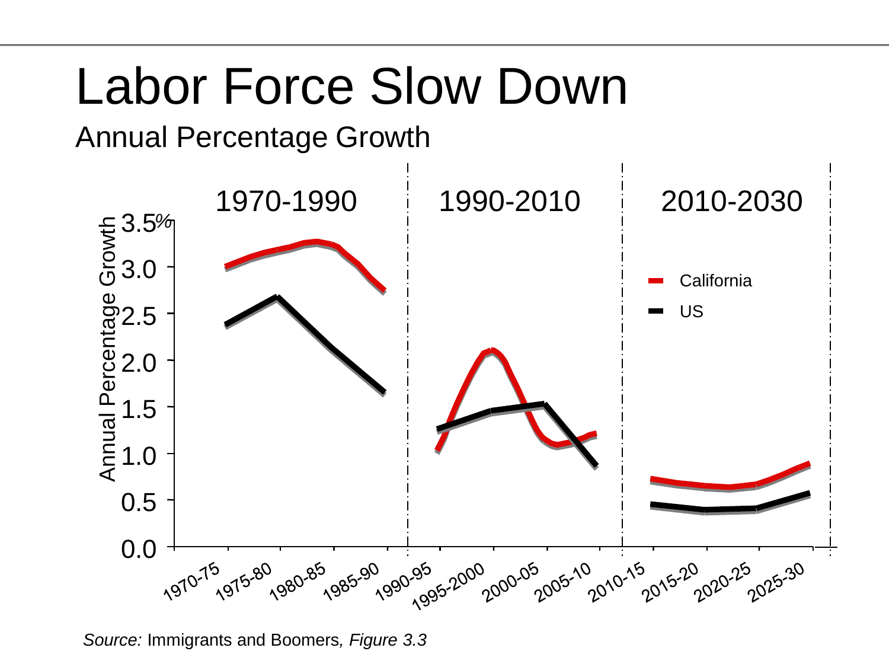# Labor Force Slow Down

Annual Percentage Growth

*Source:* Immigrants and Boomers, *Figure 3.3*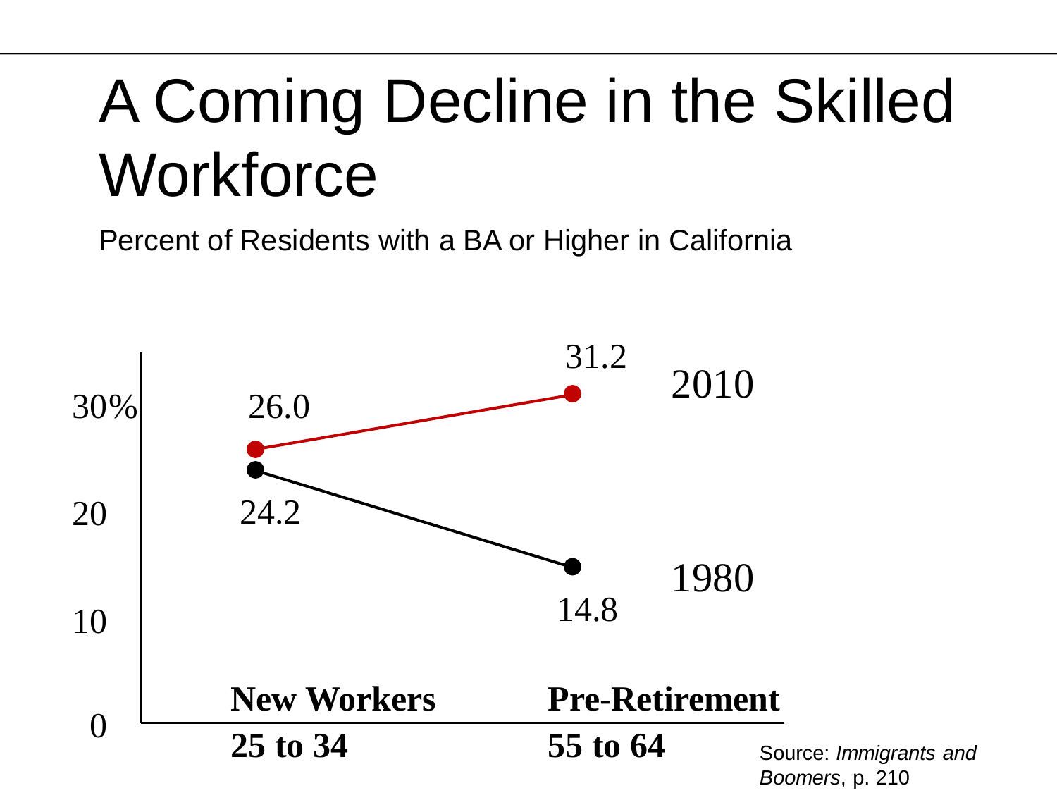# A Coming Decline in the Skilled Workforce

Percent of Residents with a BA or Higher in California

| | New Workers 25 to 34 | Pre-Retirement 55 to 64 |
|---|---|---|
| 2010 | 26.0 | 31.2 |
| 1980 | 24.2 | 14.8 |

Source: *Immigrants and Boomers*, p. 210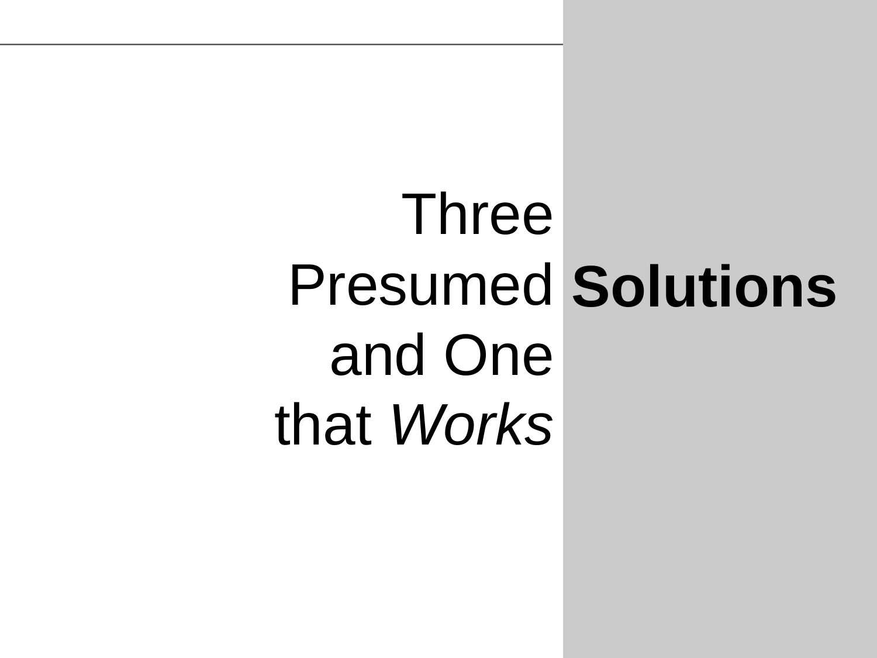# Three Presumed and One that *Works* **Solutions**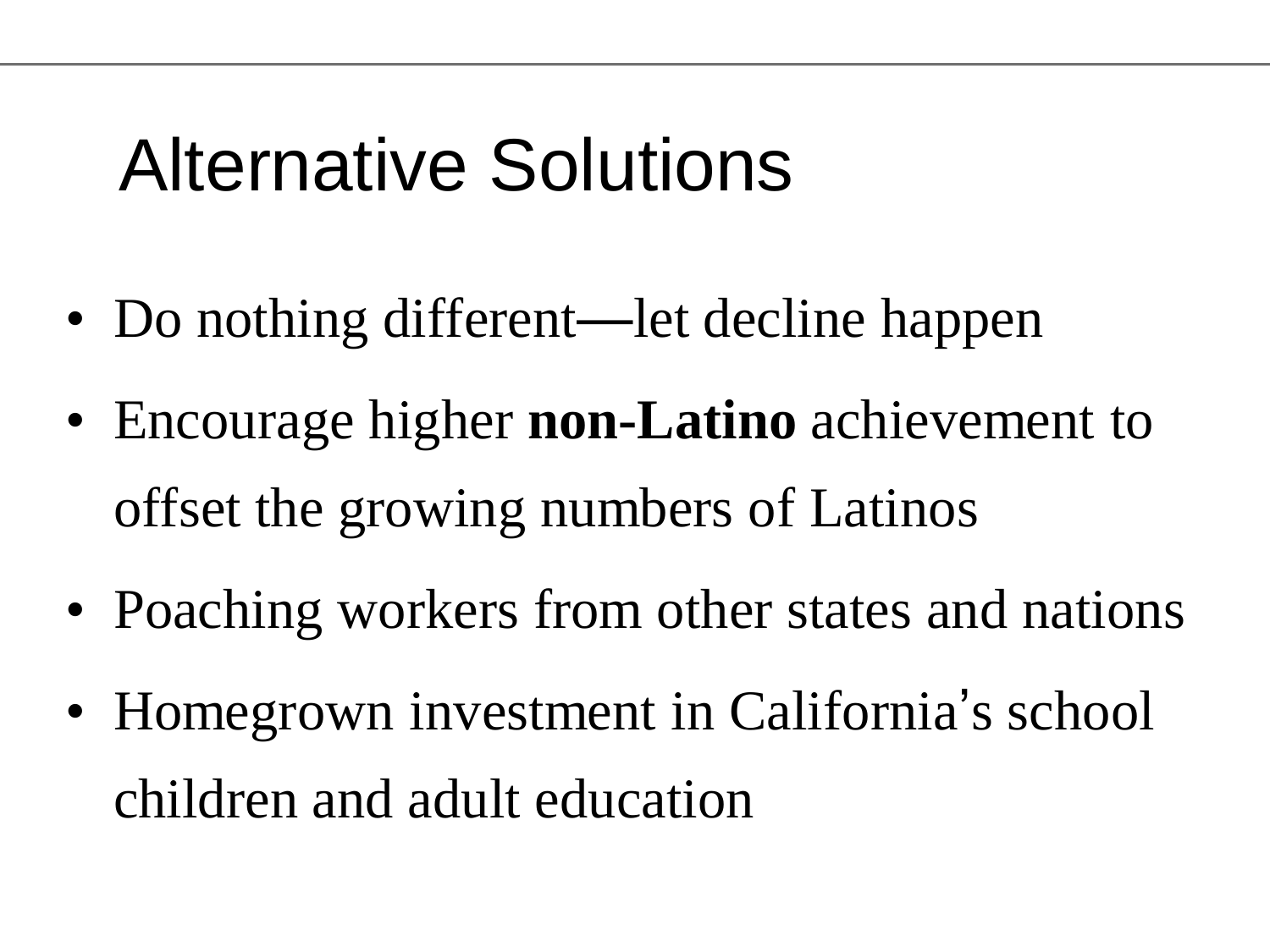# Alternative Solutions

- Do nothing different—let decline happen
- Encourage higher **non-Latino** achievement to offset the growing numbers of Latinos
- Poaching workers from other states and nations
- Homegrown investment in California's school children and adult education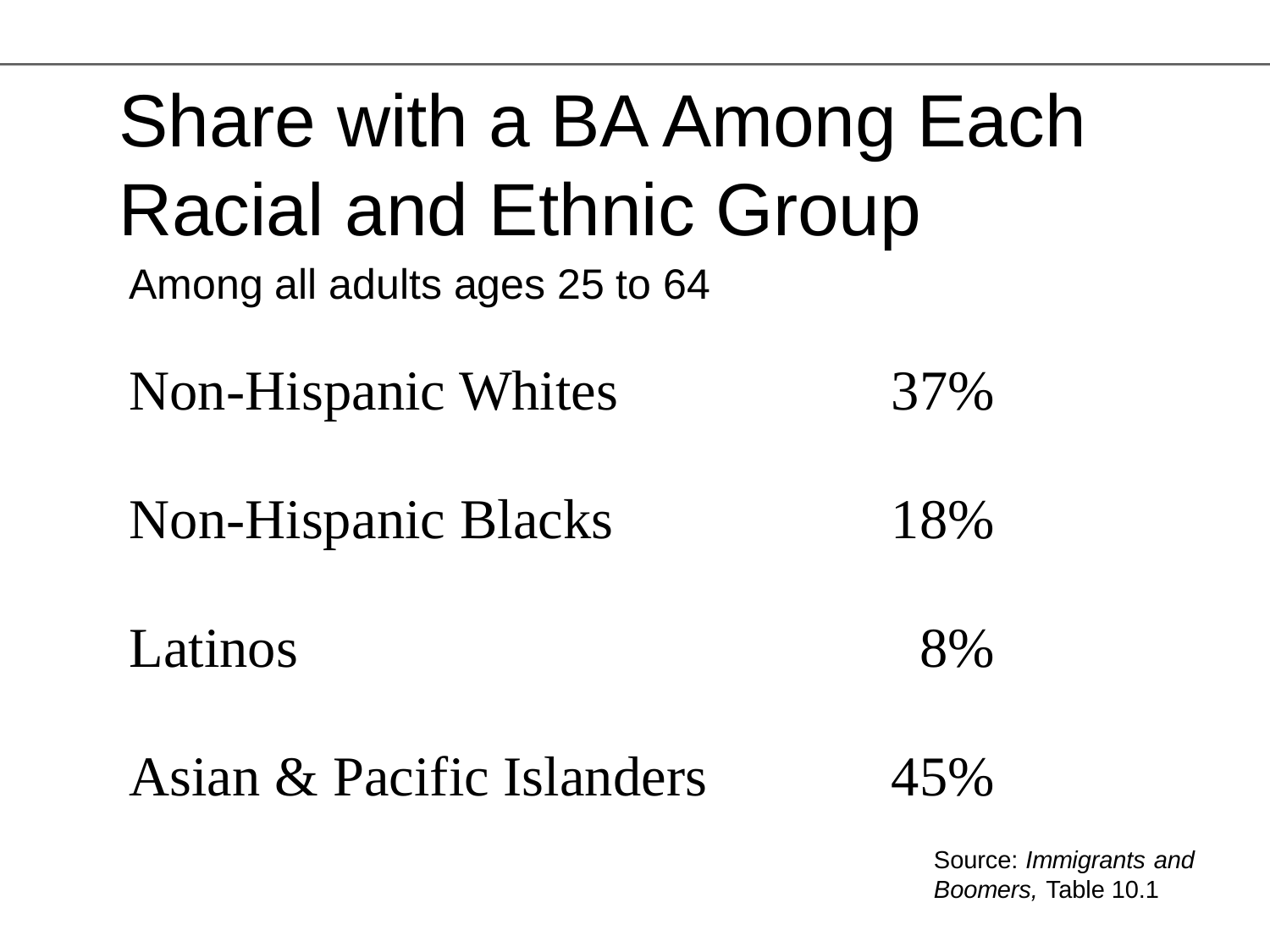# Share with a BA Among Each Racial and Ethnic Group

Among all adults ages 25 to 64

| Group | Share with a BA |
|---|---|
| Non-Hispanic Whites | 37% |
| Non-Hispanic Blacks | 18% |
| Latinos | 8% |
| Asian & Pacific Islanders | 45% |

Source: *Immigrants and Boomers,* Table 10.1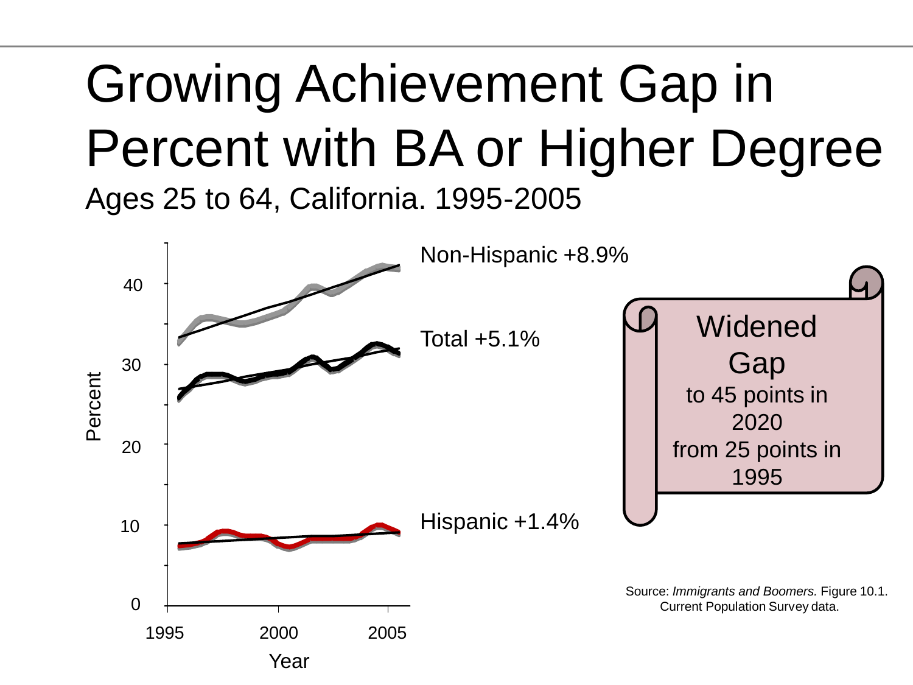# Growing Achievement Gap in Percent with BA or Higher Degree

Ages 25 to 64, California. 1995-2005

Non-Hispanic +8.9%

Total +5.1%

Hispanic +1.4%

Percent

Year

**Widened Gap**

to 45 points in 2020 from 25 points in 1995

Source: *Immigrants and Boomers.* Figure 10.1. Current Population Survey data.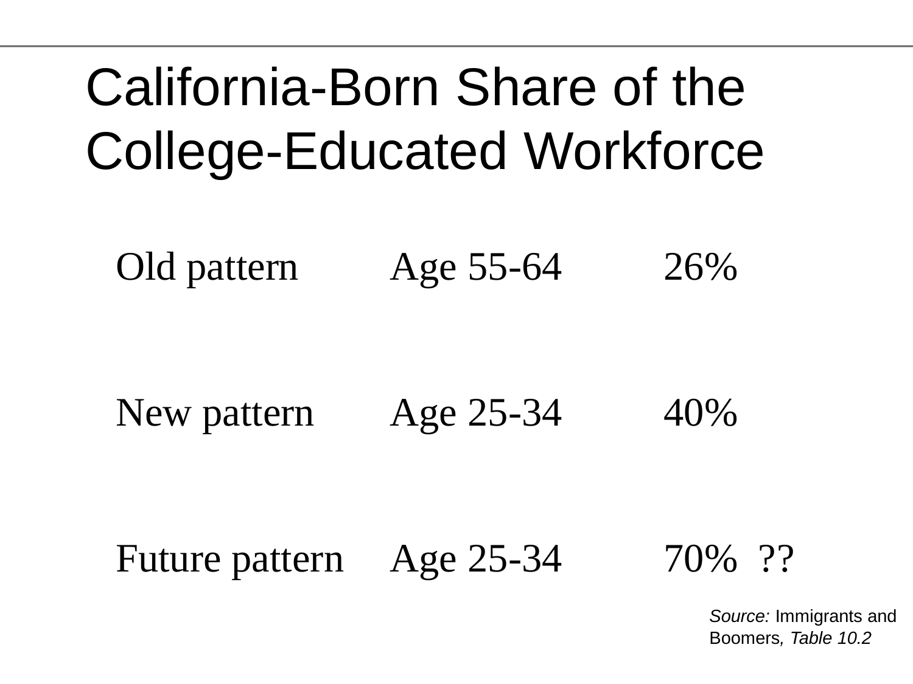# California-Born Share of the College-Educated Workforce

| | | |
|---|---|---|
| Old pattern | Age 55-64 | 26% |
| New pattern | Age 25-34 | 40% |
| Future pattern | Age 25-34 | 70% ?? |

*Source:* Immigrants and Boomers*, Table 10.2*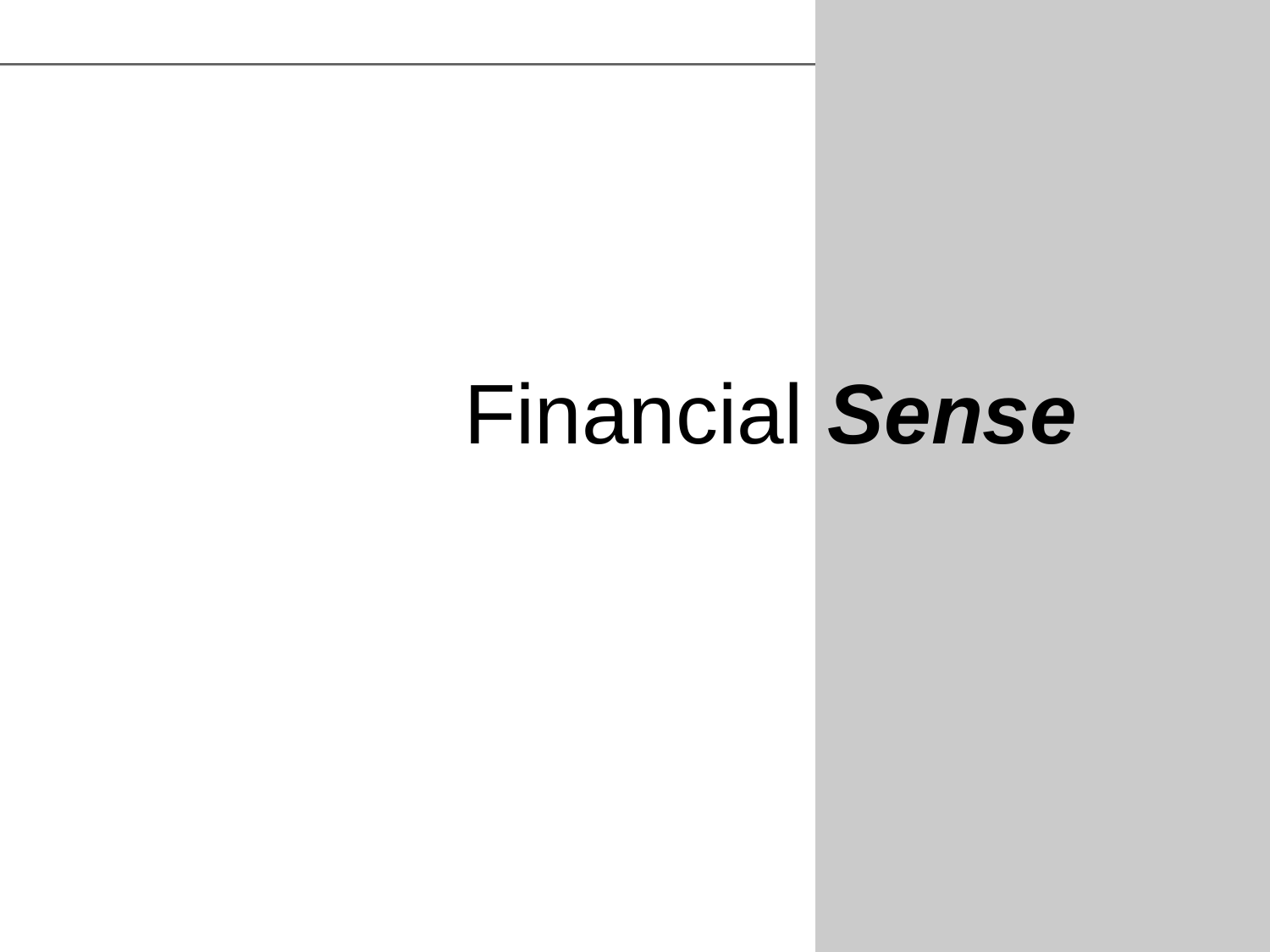# Financial ***Sense***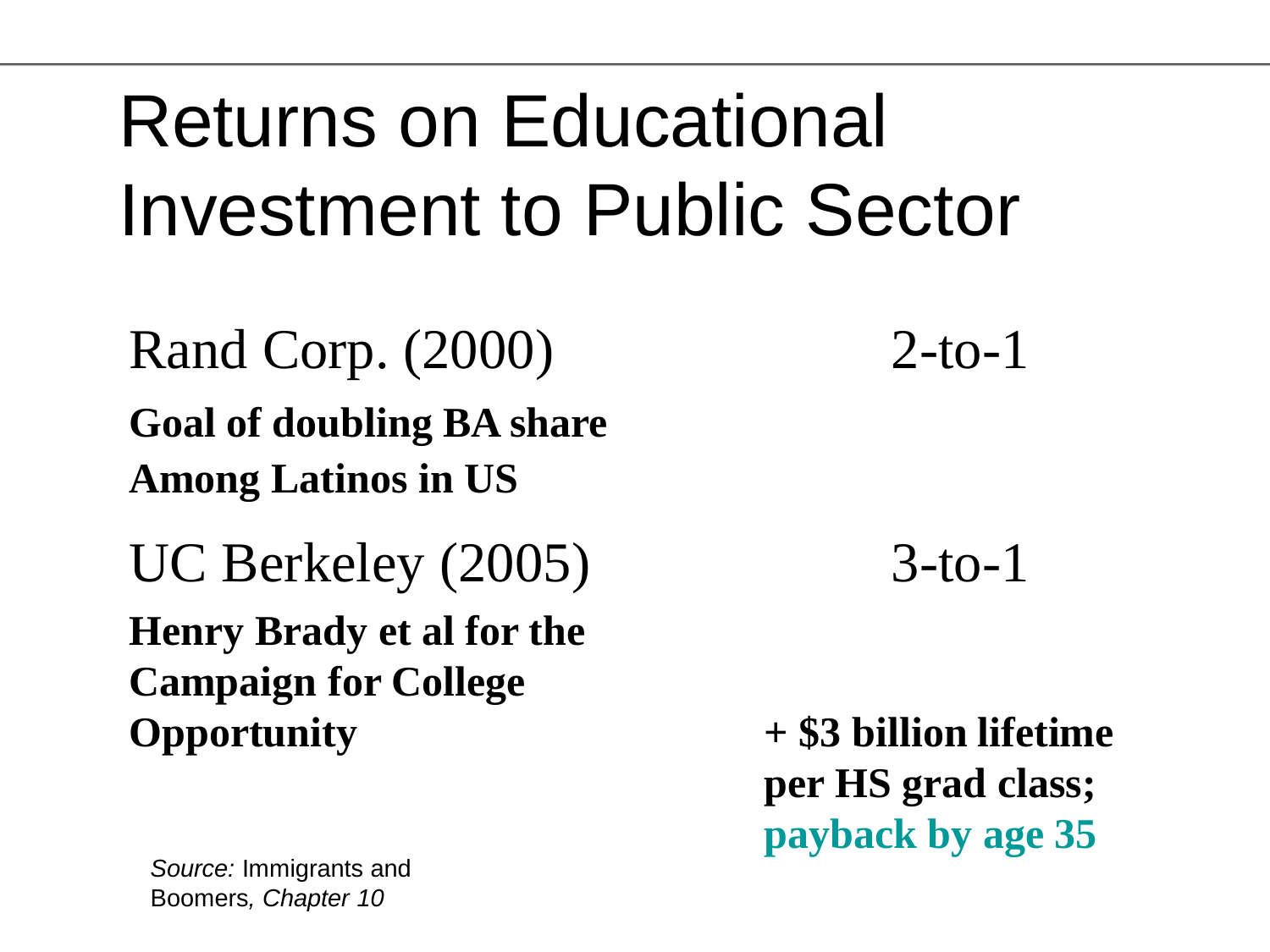# Returns on Educational Investment to Public Sector

Rand Corp. (2000) — 2-to-1

**Goal of doubling BA share Among Latinos in US**

UC Berkeley (2005) — 3-to-1

**Henry Brady et al for the Campaign for College Opportunity**

**+ $3 billion lifetime per HS grad class; payback by age 35**

*Source:* Immigrants and Boomers, *Chapter 10*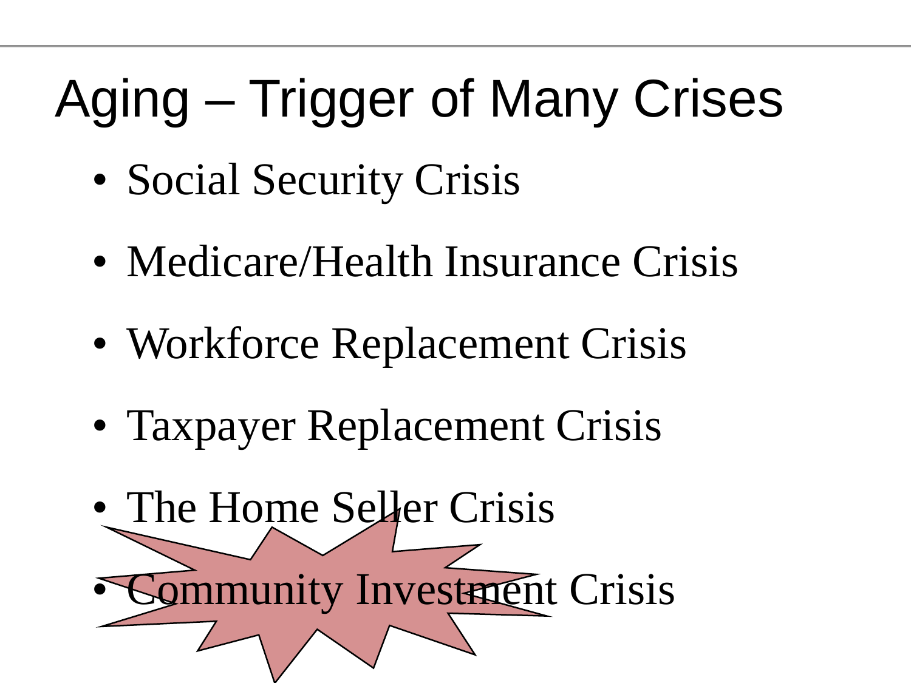# Aging – Trigger of Many Crises

- Social Security Crisis
- Medicare/Health Insurance Crisis
- Workforce Replacement Crisis
- Taxpayer Replacement Crisis
- The Home Seller Crisis
- Community Investment Crisis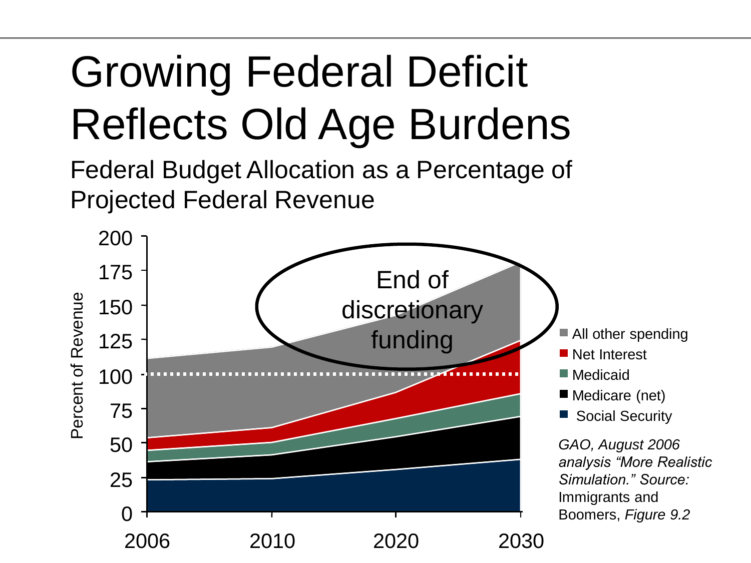# Growing Federal Deficit Reflects Old Age Burdens

Federal Budget Allocation as a Percentage of Projected Federal Revenue

Percent of Revenue

200
175
150
125
100
75
50
25
0

2006 2010 2020 2030

End of discretionary funding

- All other spending
- Net Interest
- Medicaid
- Medicare (net)
- Social Security

*GAO, August 2006 analysis "More Realistic Simulation." Source:* Immigrants and Boomers, *Figure 9.2*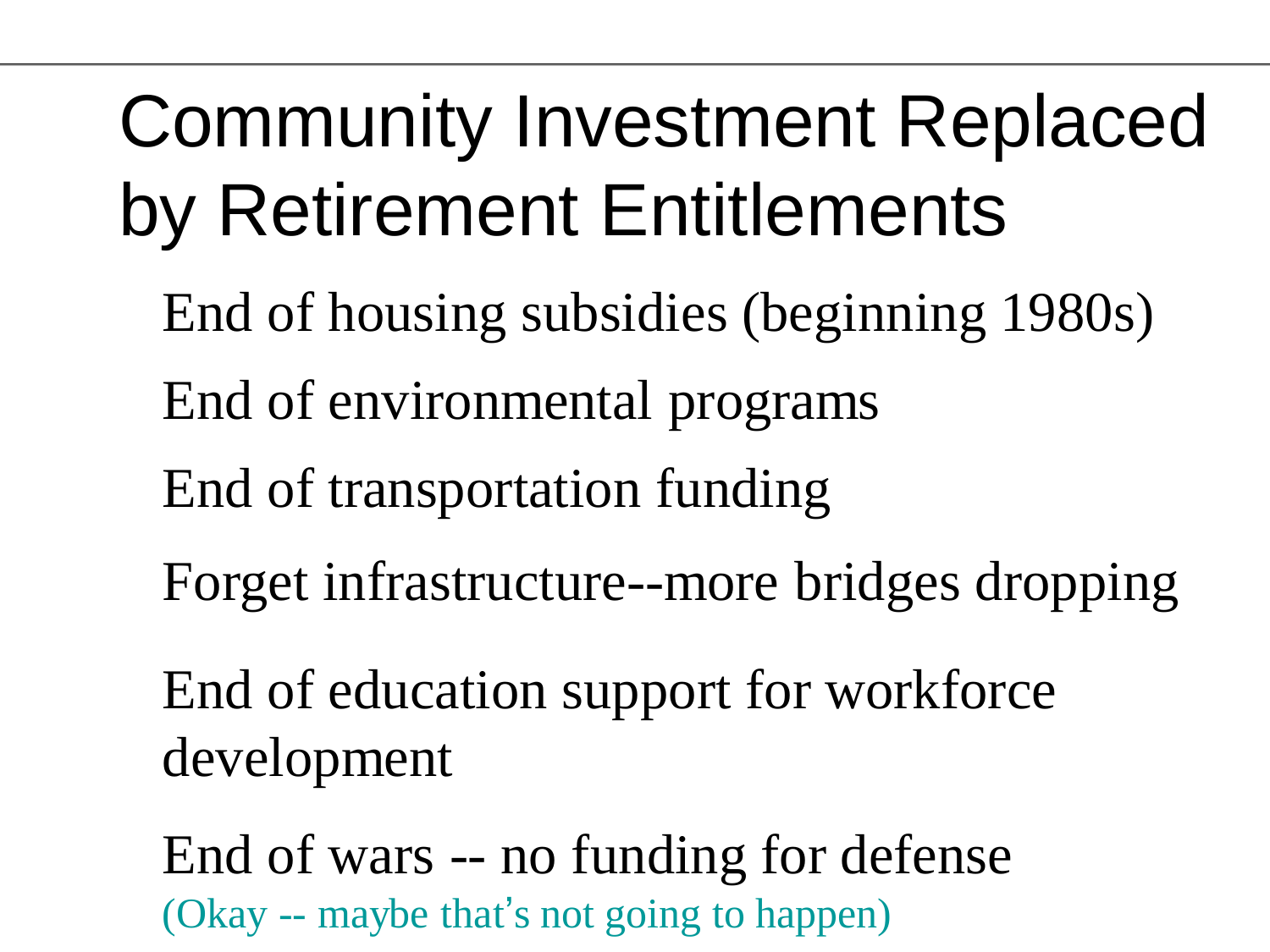# Community Investment Replaced by Retirement Entitlements

End of housing subsidies (beginning 1980s)

End of environmental programs

End of transportation funding

Forget infrastructure--more bridges dropping

End of education support for workforce development

End of wars -- no funding for defense
(Okay -- maybe that's not going to happen)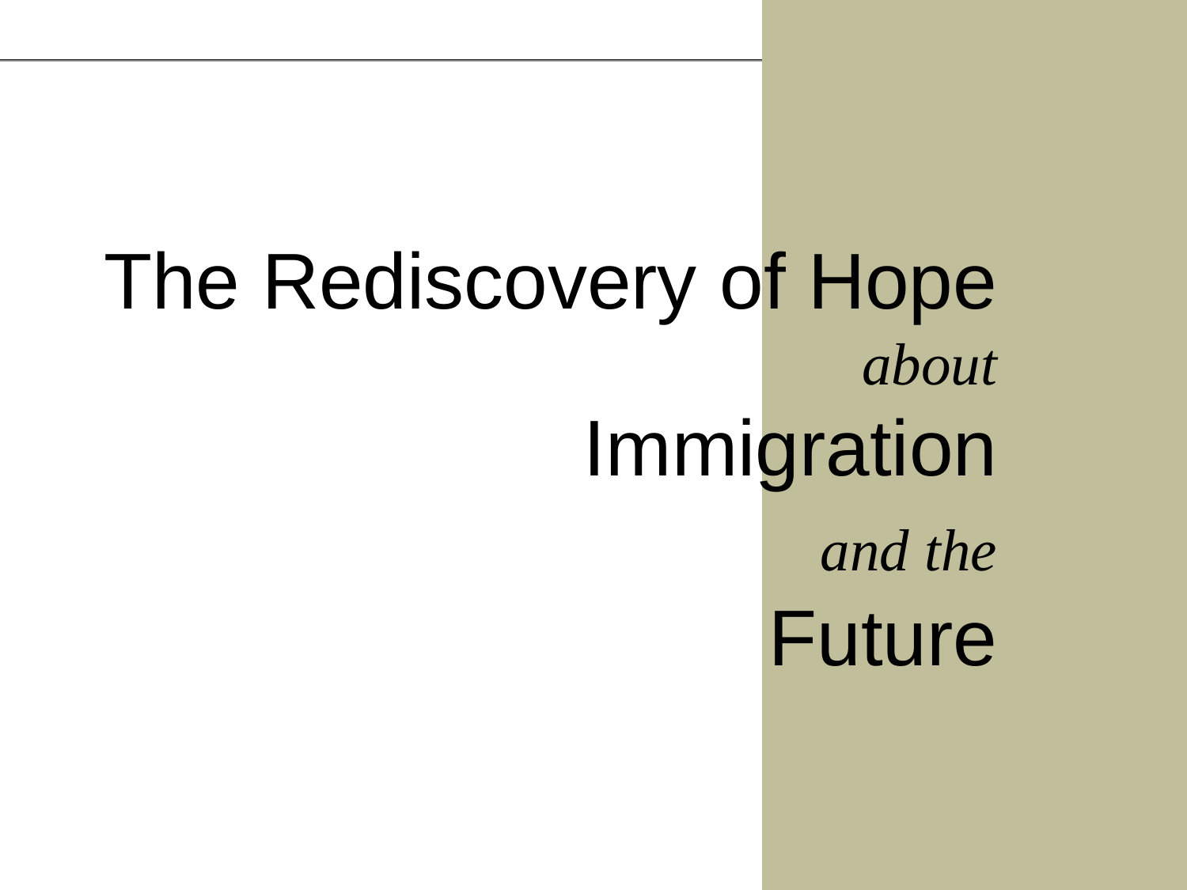# The Rediscovery of Hope *about* Immigration *and the* Future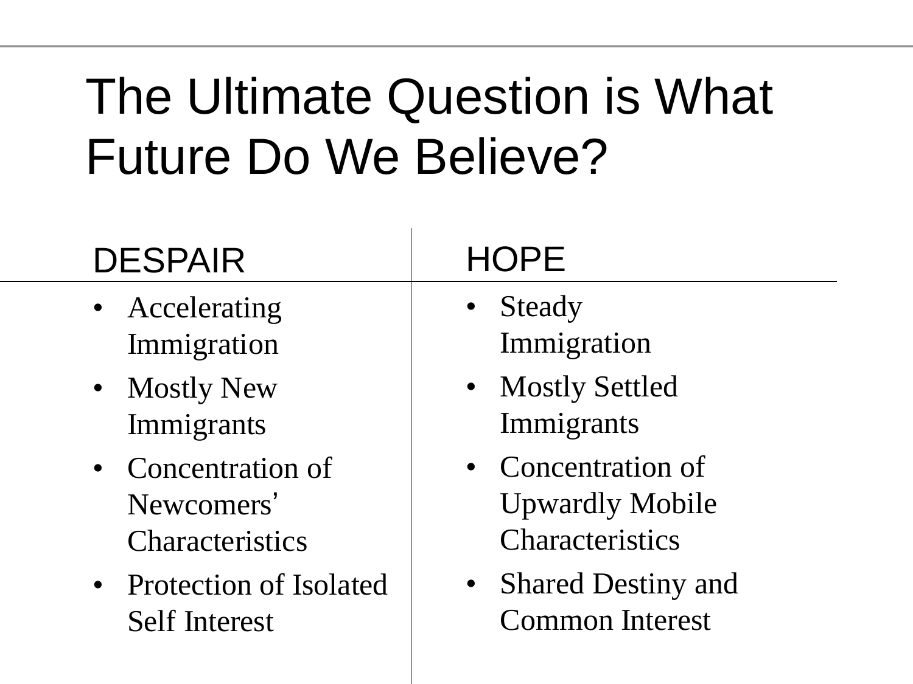# The Ultimate Question is What Future Do We Believe?

| DESPAIR | HOPE |
| --- | --- |
| • Accelerating Immigration | • Steady Immigration |
| • Mostly New Immigrants | • Mostly Settled Immigrants |
| • Concentration of Newcomers' Characteristics | • Concentration of Upwardly Mobile Characteristics |
| • Protection of Isolated Self Interest | • Shared Destiny and Common Interest |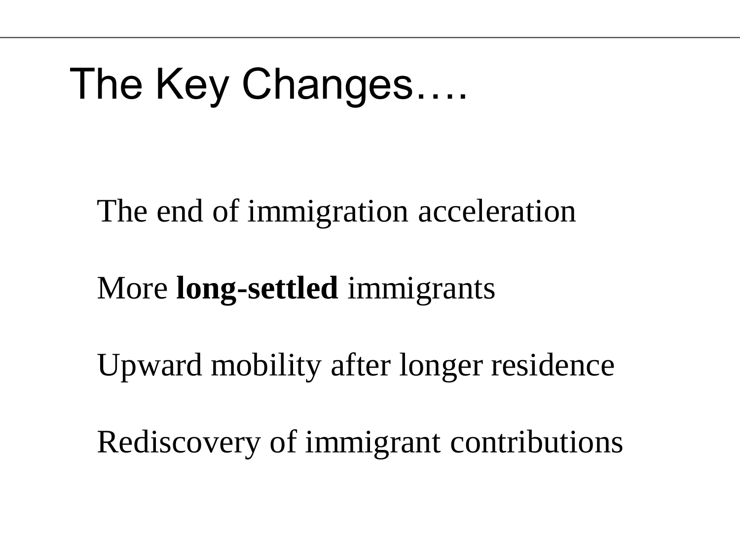# The Key Changes….

The end of immigration acceleration

More **long-settled** immigrants

Upward mobility after longer residence

Rediscovery of immigrant contributions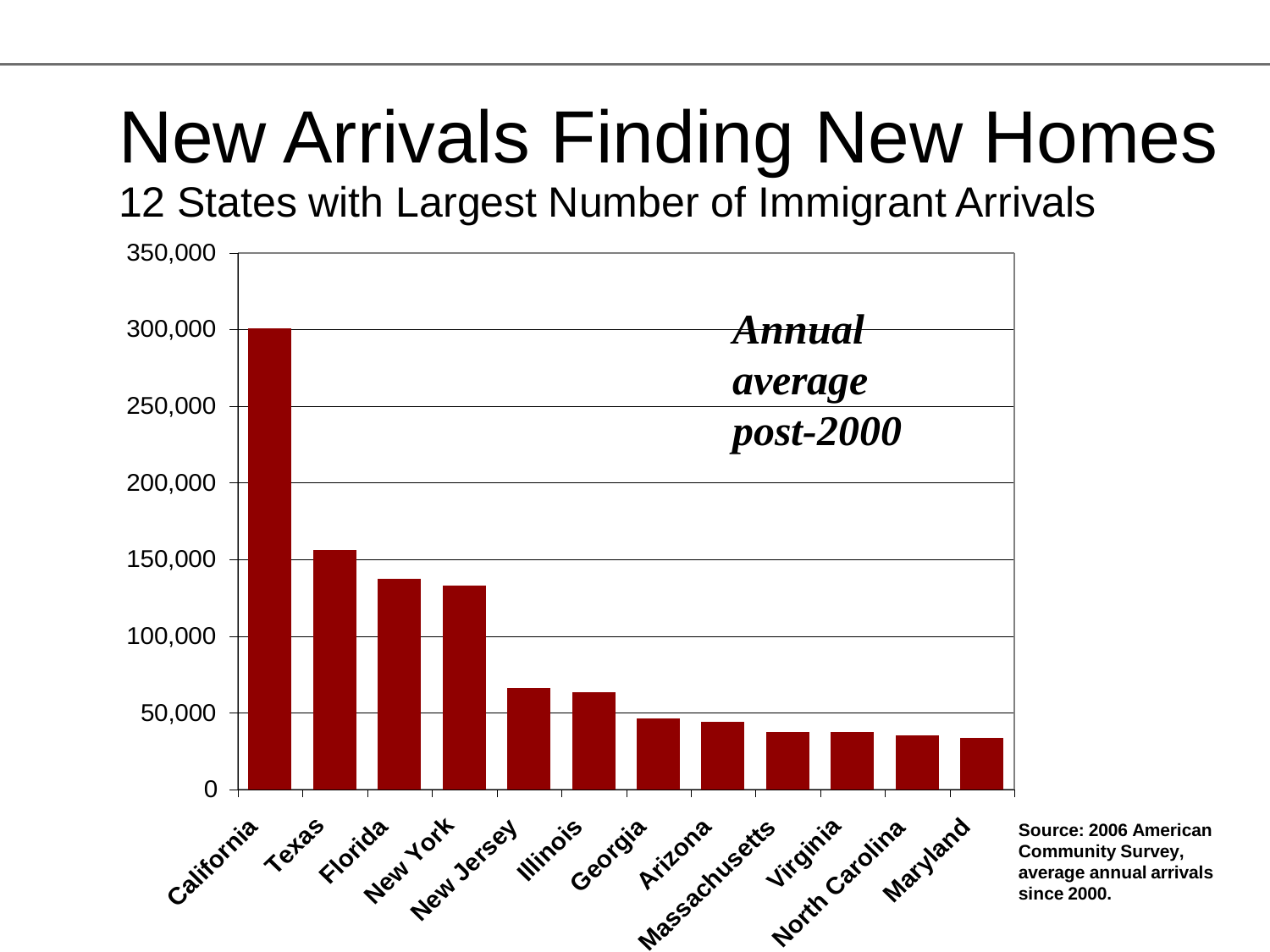# New Arrivals Finding New Homes

## 12 States with Largest Number of Immigrant Arrivals

*Annual average post-2000*

| State | Arrivals (approx.) |
|---|---|
| California | 300,000 |
| Texas | 156,000 |
| Florida | 137,000 |
| New York | 133,000 |
| New Jersey | 66,000 |
| Illinois | 63,000 |
| Georgia | 46,000 |
| Arizona | 44,000 |
| Massachusetts | 37,000 |
| Virginia | 37,000 |
| North Carolina | 35,000 |
| Maryland | 33,000 |

**Source: 2006 American Community Survey, average annual arrivals since 2000.**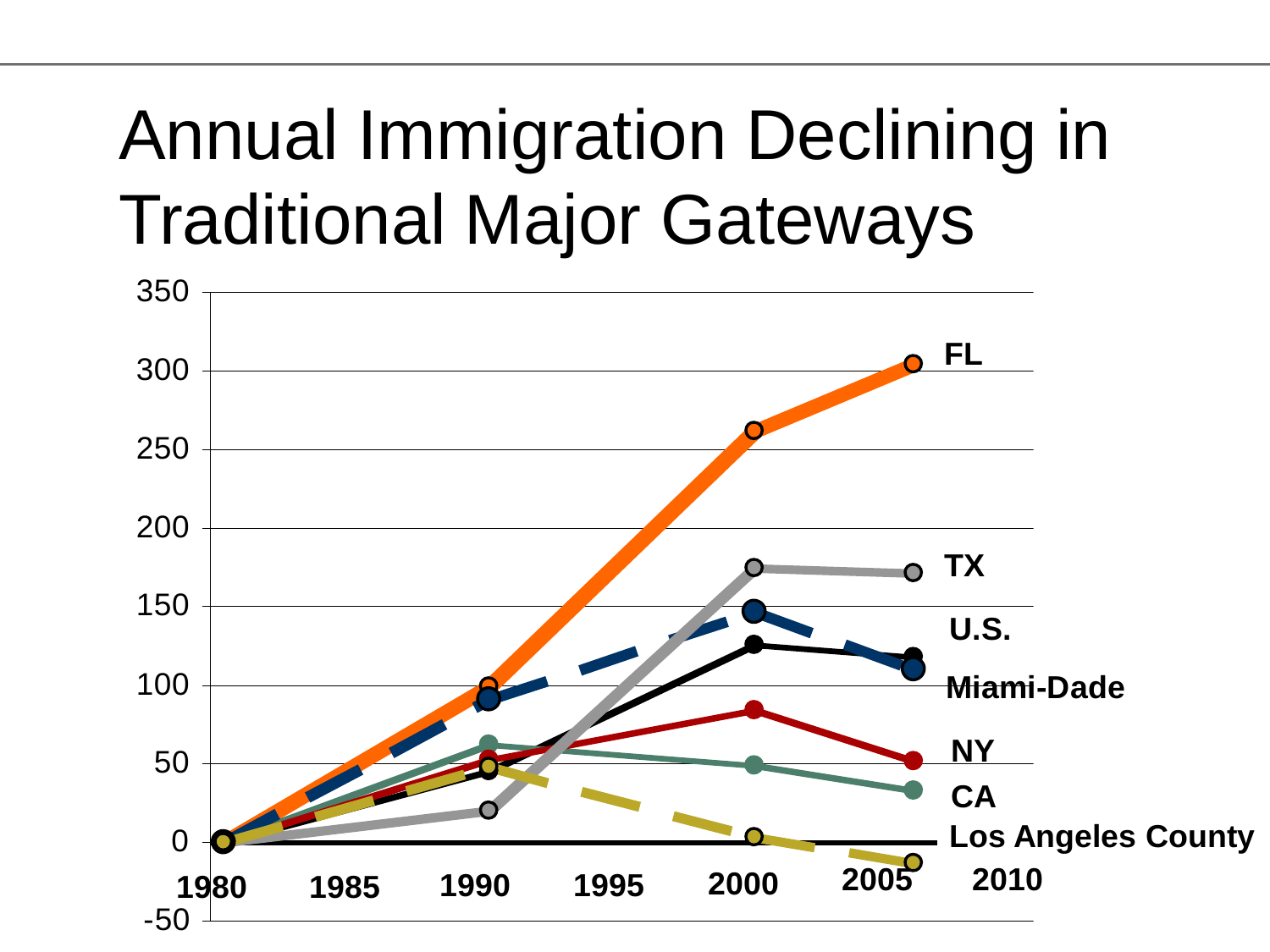# Annual Immigration Declining in Traditional Major Gateways

350
300
250
200
150
100
50
0
-50

**1980** **1985** **1990** **1995** **2000** **2005** **2010**

**FL**

**TX**

**U.S.**

**Miami-Dade**

**NY**

**CA**

**Los Angeles County**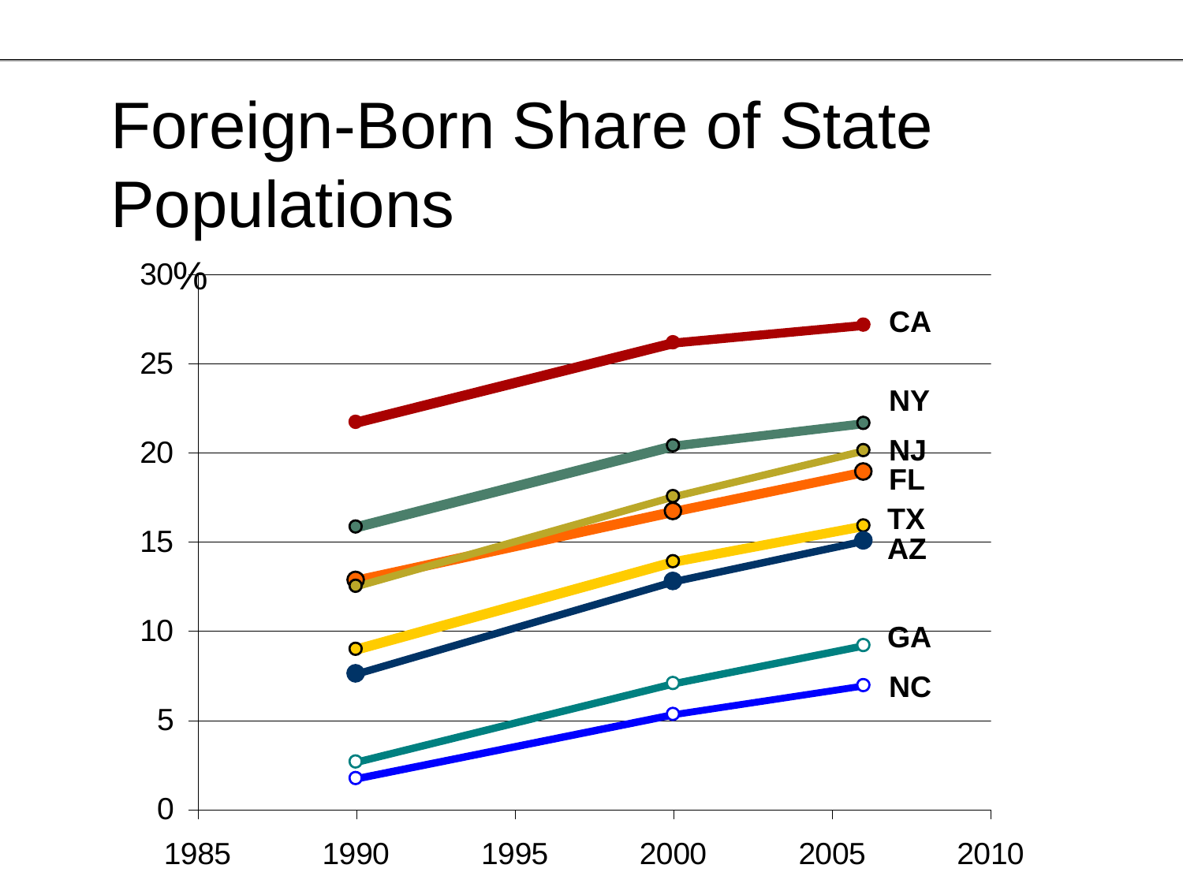# Foreign-Born Share of State Populations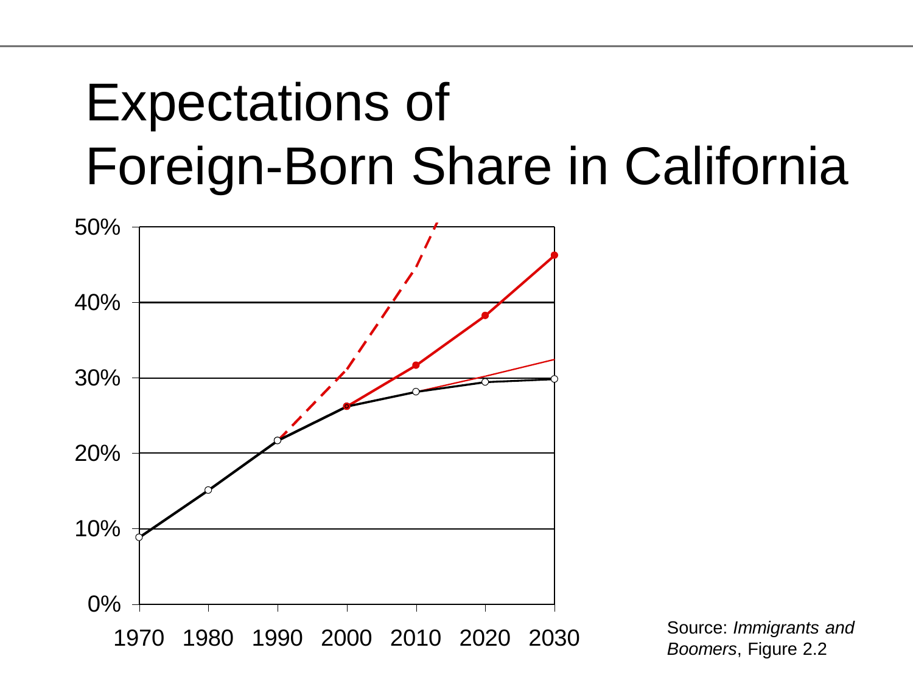# Expectations of Foreign-Born Share in California

50%
40%
30%
20%
10%
0%

1970 1980 1990 2000 2010 2020 2030

Source: *Immigrants and Boomers*, Figure 2.2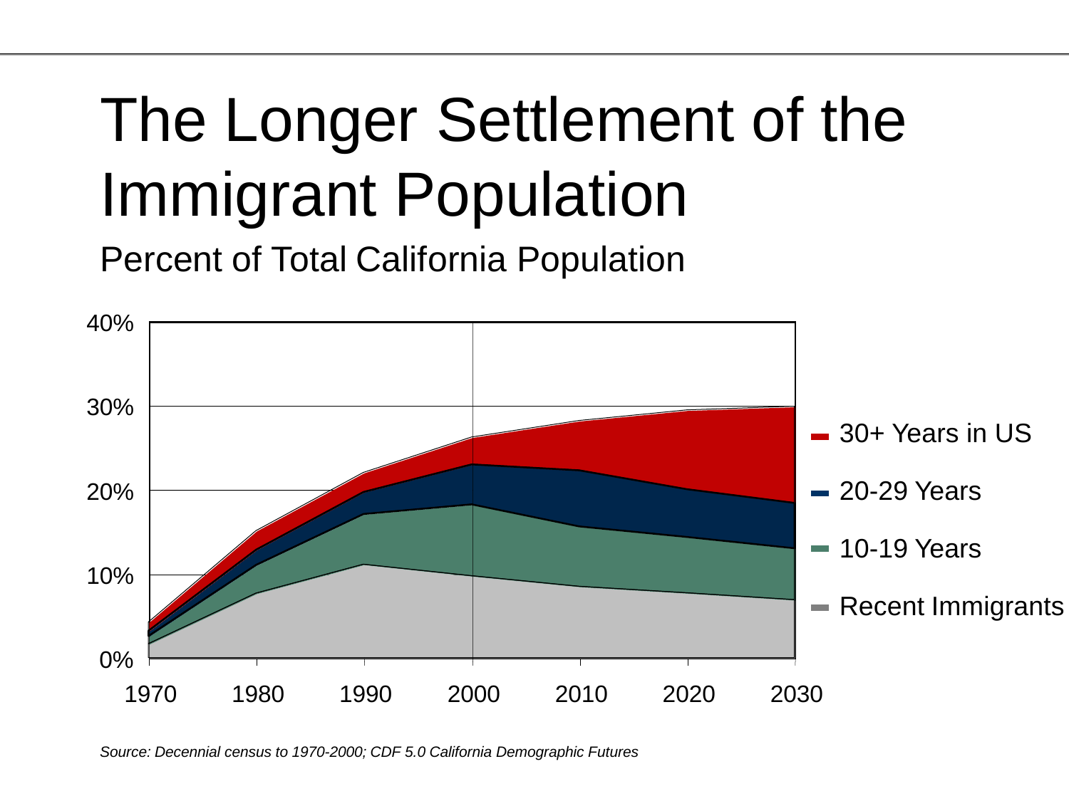# The Longer Settlement of the Immigrant Population

## Percent of Total California Population

*Source: Decennial census to 1970-2000; CDF 5.0 California Demographic Futures*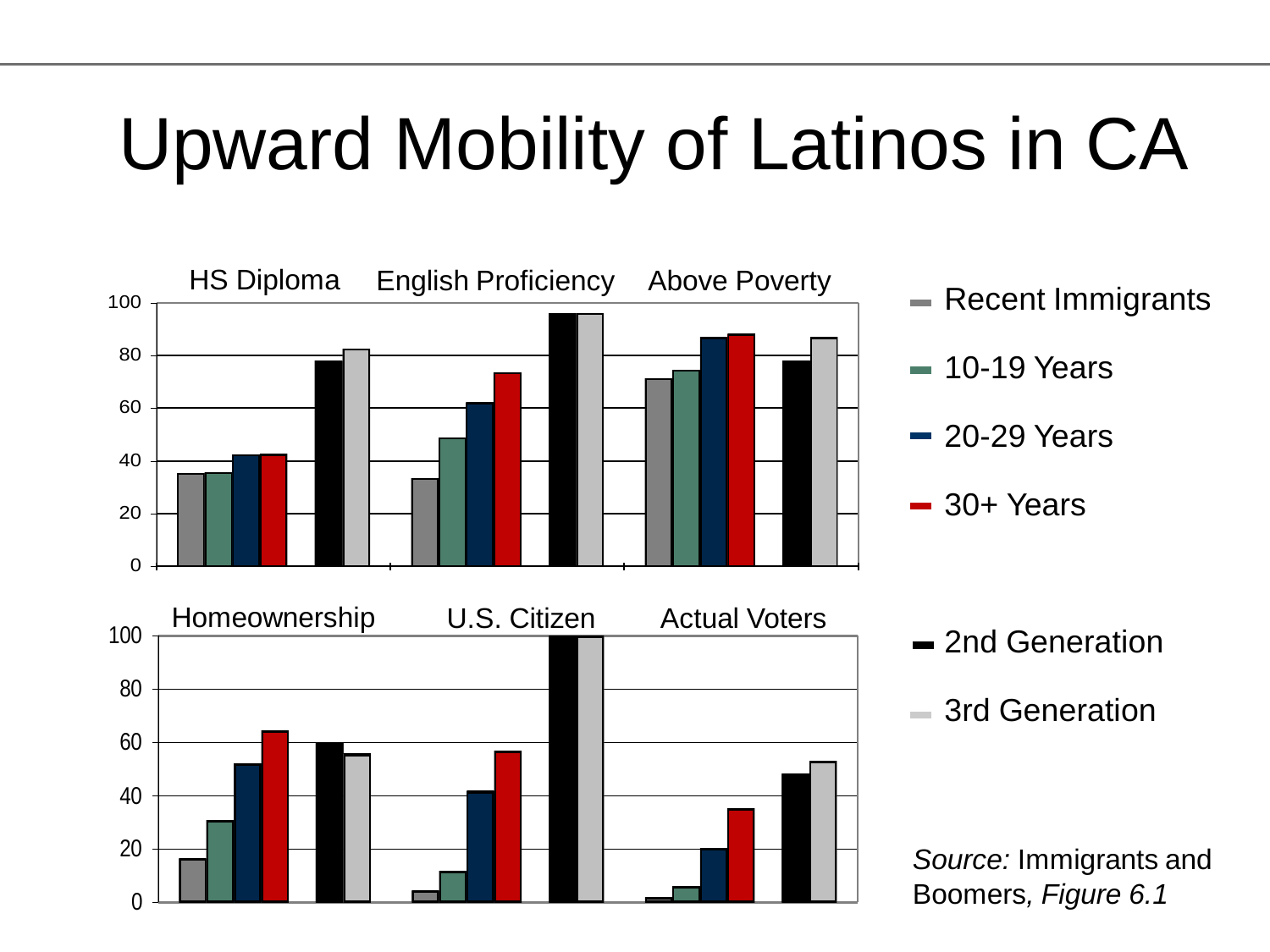# Upward Mobility of Latinos in CA

HS Diploma English Proficiency Above Poverty

Homeownership U.S. Citizen Actual Voters

- Recent Immigrants
- 10-19 Years
- 20-29 Years
- 30+ Years

- 2nd Generation
- 3rd Generation

*Source:* Immigrants and Boomers, *Figure 6.1*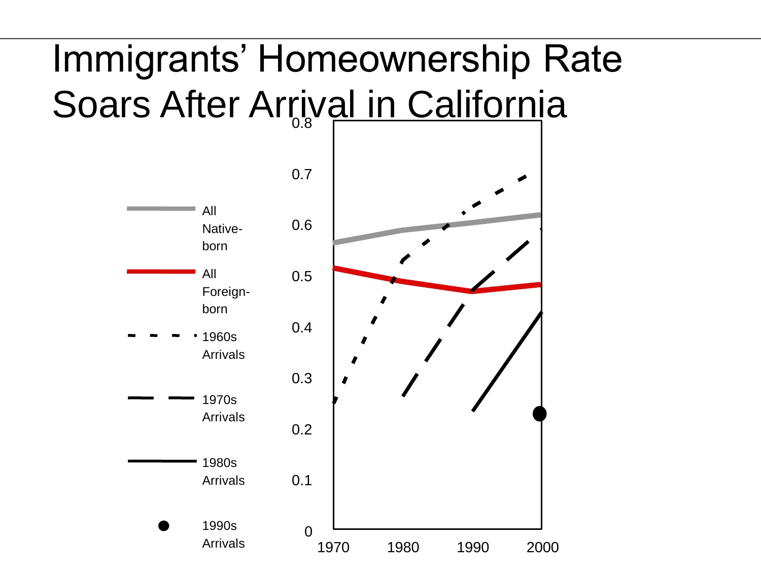# Immigrants' Homeownership Rate Soars After Arrival in California

- All Native-born
- All Foreign-born
- 1960s Arrivals
- 1970s Arrivals
- 1980s Arrivals
- 1990s Arrivals

0.8
0.7
0.6
0.5
0.4
0.3
0.2
0.1
0

1970 1980 1990 2000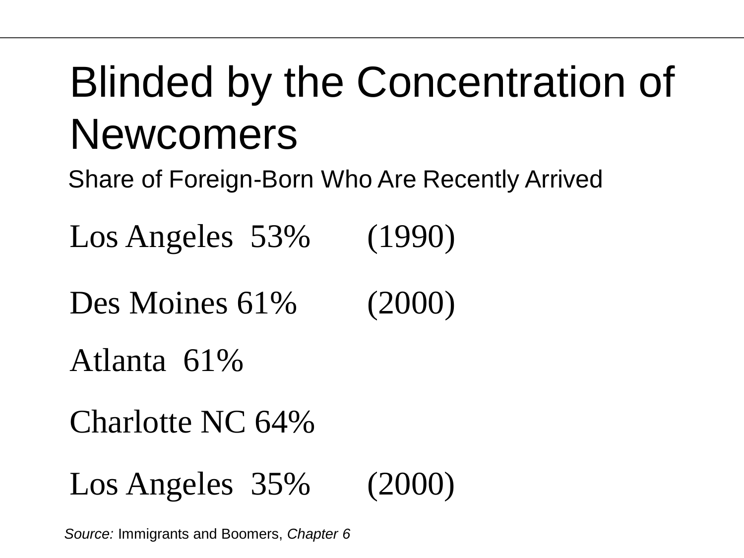# Blinded by the Concentration of Newcomers

Share of Foreign-Born Who Are Recently Arrived

Los Angeles 53% (1990)

Des Moines 61% (2000)

Atlanta 61%

Charlotte NC 64%

Los Angeles 35% (2000)

*Source:* Immigrants and Boomers, *Chapter 6*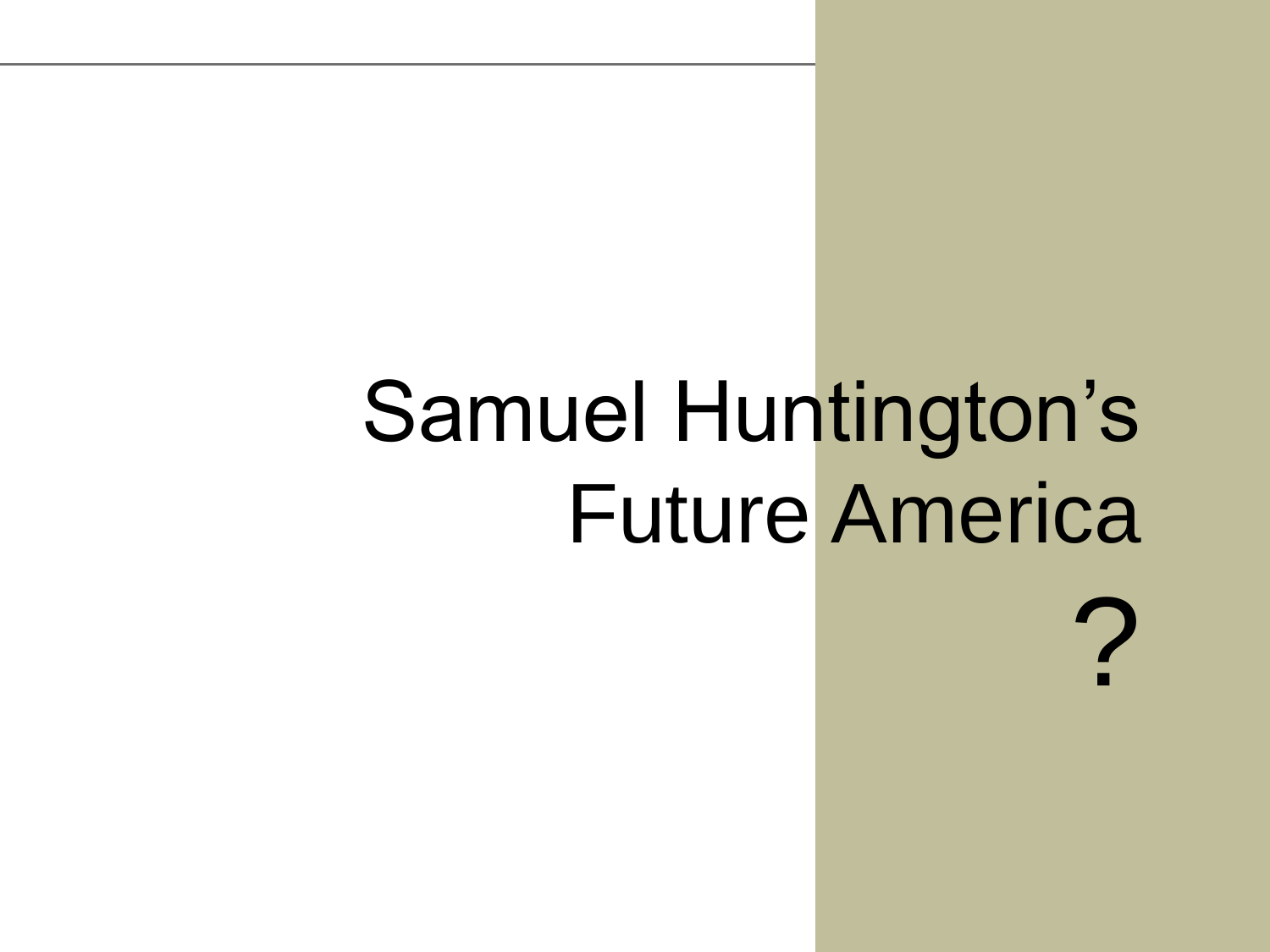# Samuel Huntington's Future America ?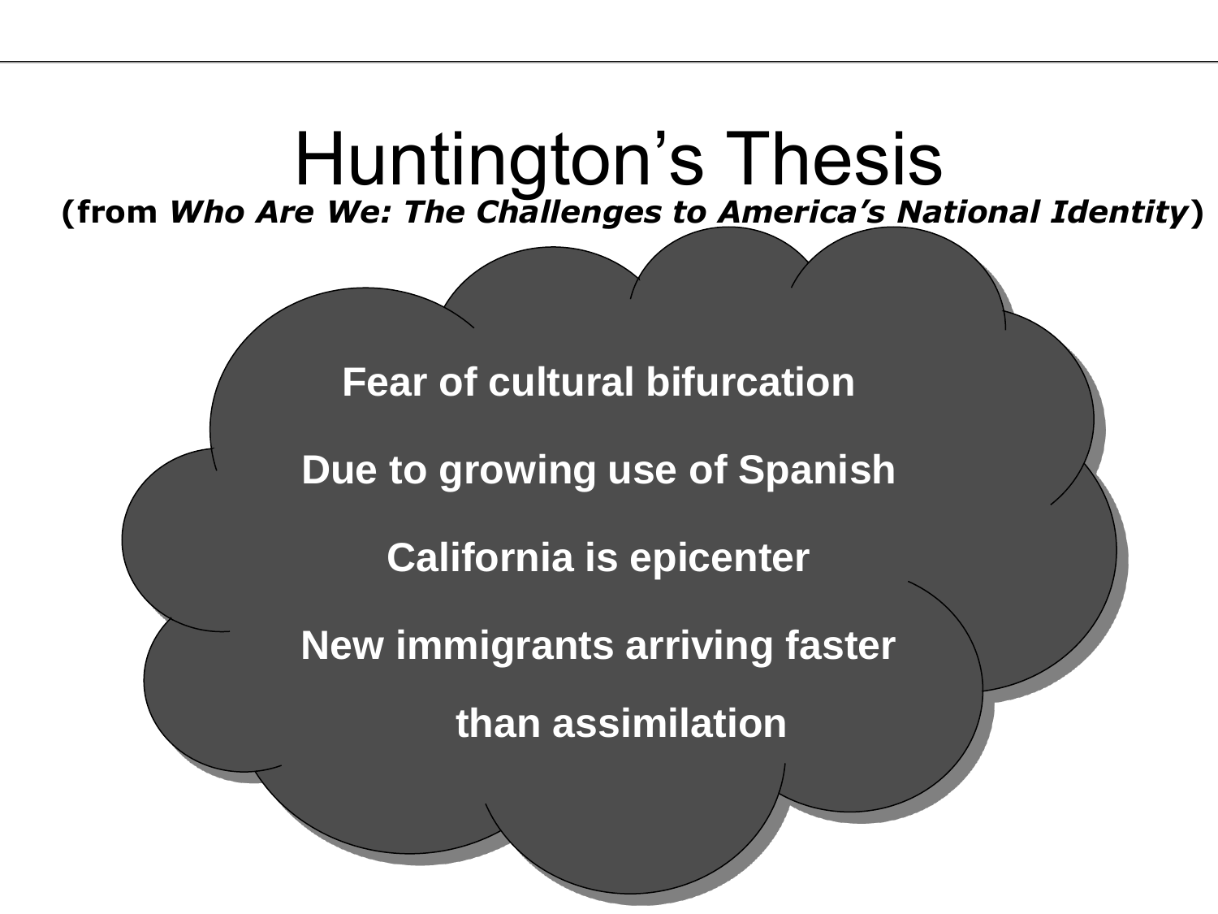# Huntington's Thesis

**(from *Who Are We: The Challenges to America's National Identity*)**

**Fear of cultural bifurcation**

**Due to growing use of Spanish**

**California is epicenter**

**New immigrants arriving faster than assimilation**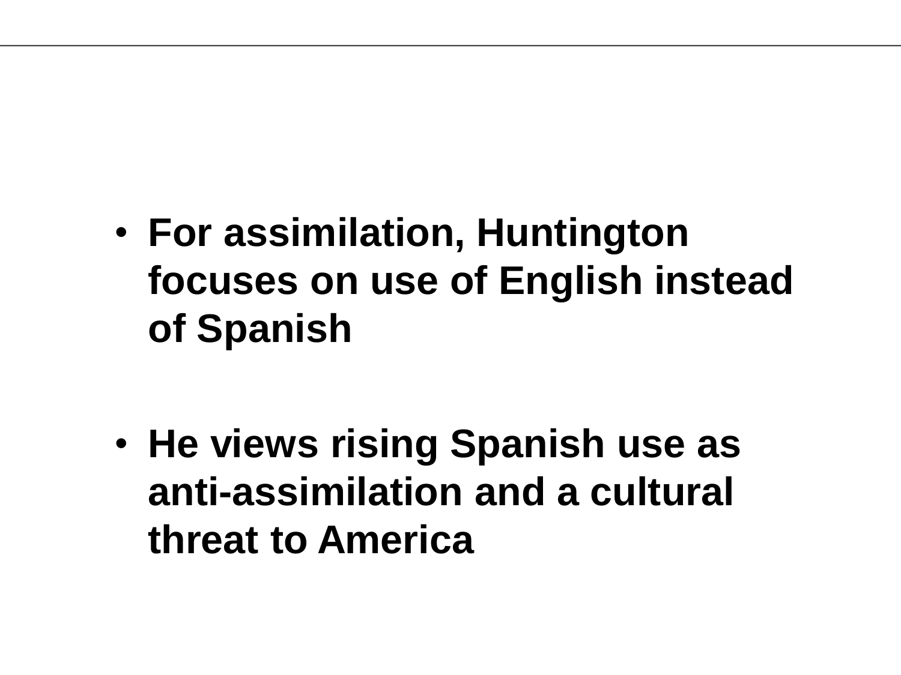- **For assimilation, Huntington focuses on use of English instead of Spanish**

- **He views rising Spanish use as anti-assimilation and a cultural threat to America**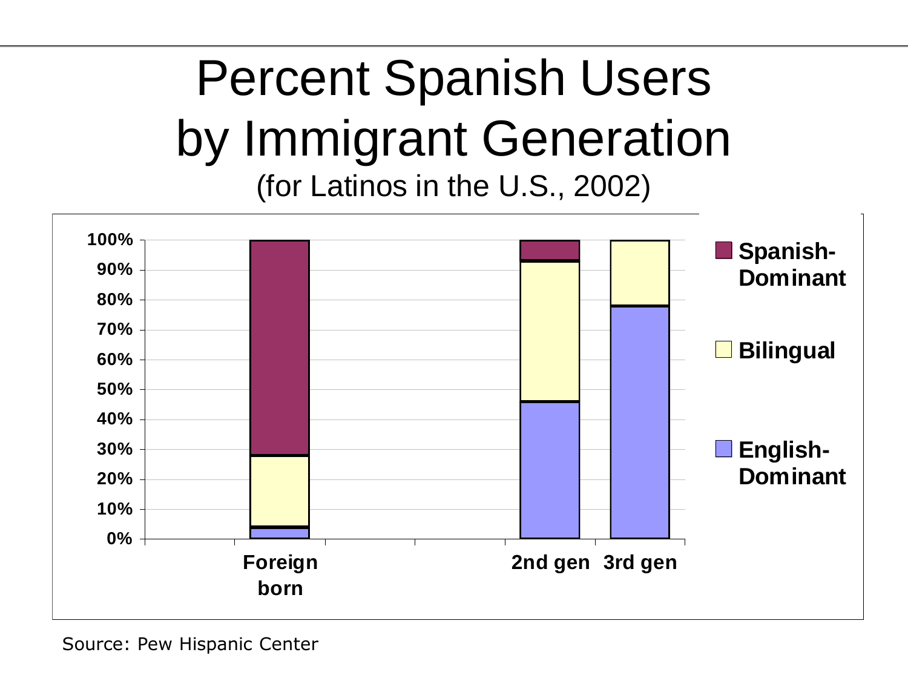# Percent Spanish Users by Immigrant Generation

(for Latinos in the U.S., 2002)

Source: Pew Hispanic Center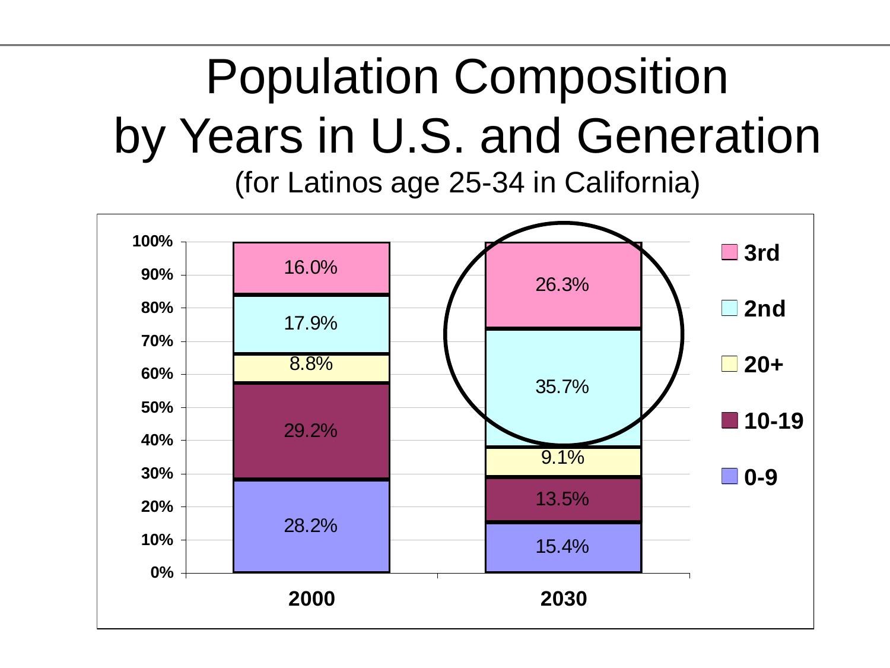# Population Composition by Years in U.S. and Generation

(for Latinos age 25-34 in California)

| | 2000 | 2030 |
|---|---|---|
| 3rd | 16.0% | 26.3% |
| 2nd | 17.9% | 35.7% |
| 20+ | 8.8% | 9.1% |
| 10-19 | 29.2% | 13.5% |
| 0-9 | 28.2% | 15.4% |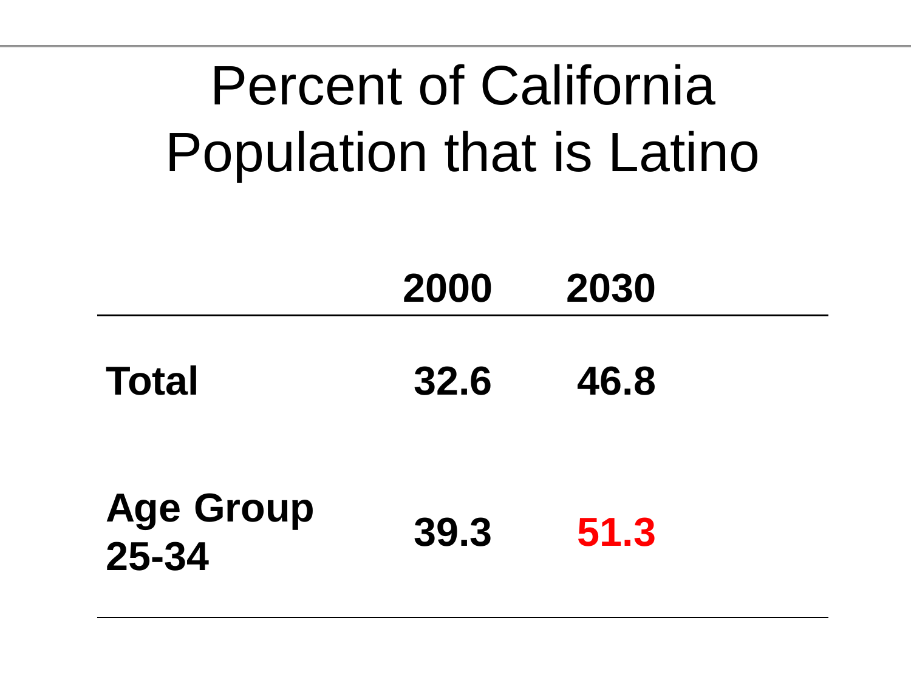# Percent of California Population that is Latino

| | 2000 | 2030 |
|---|---|---|
| **Total** | **32.6** | **46.8** |
| **Age Group 25-34** | **39.3** | **51.3** |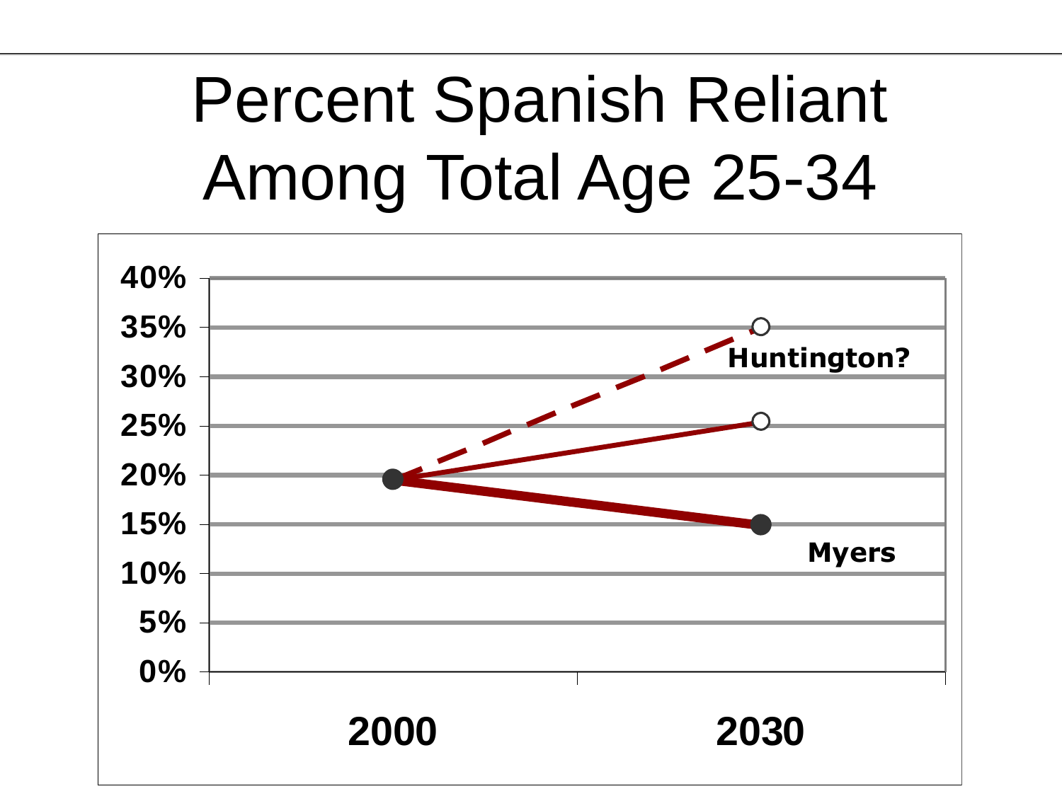# Percent Spanish Reliant Among Total Age 25-34

40%
35%
30%
25%
20%
15%
10%
5%
0%

Huntington?

Myers

2000 2030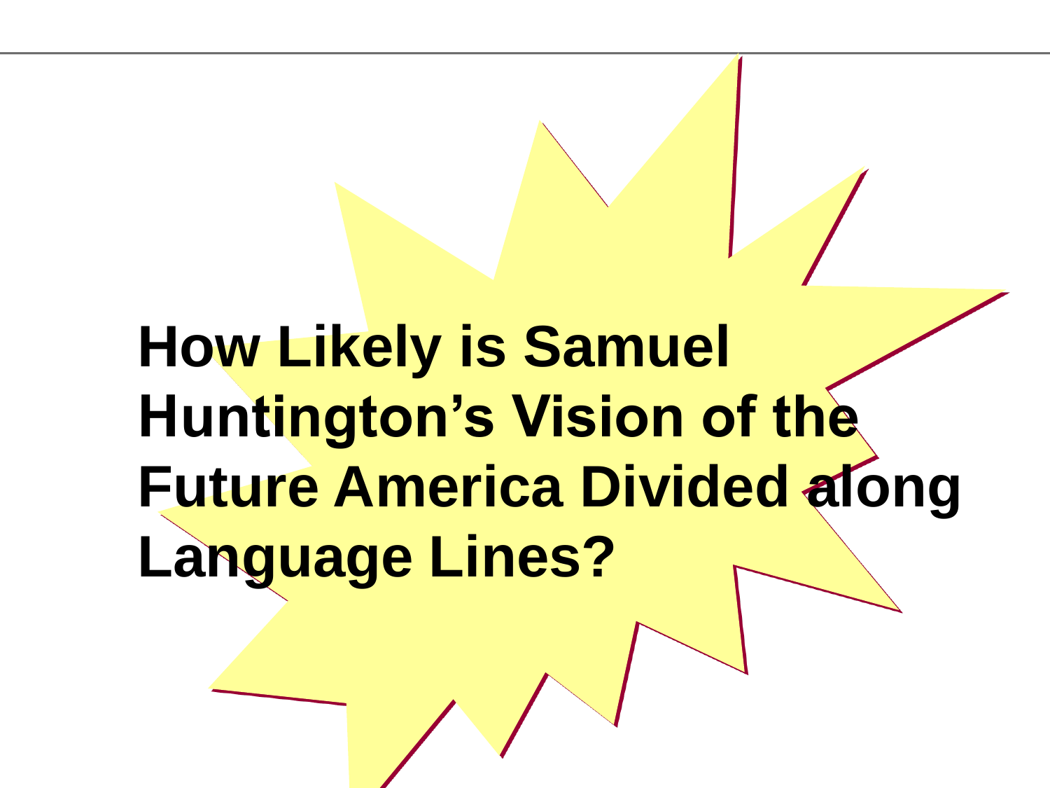# How Likely is Samuel Huntington's Vision of the Future America Divided along Language Lines?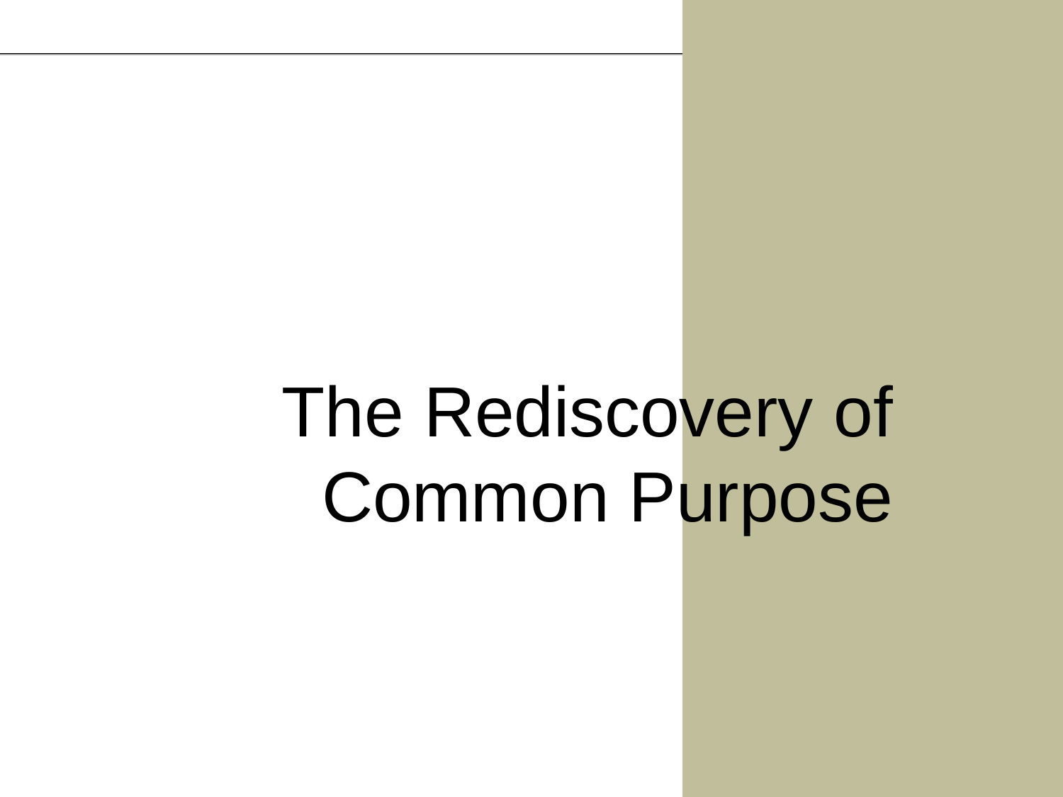# The Rediscovery of Common Purpose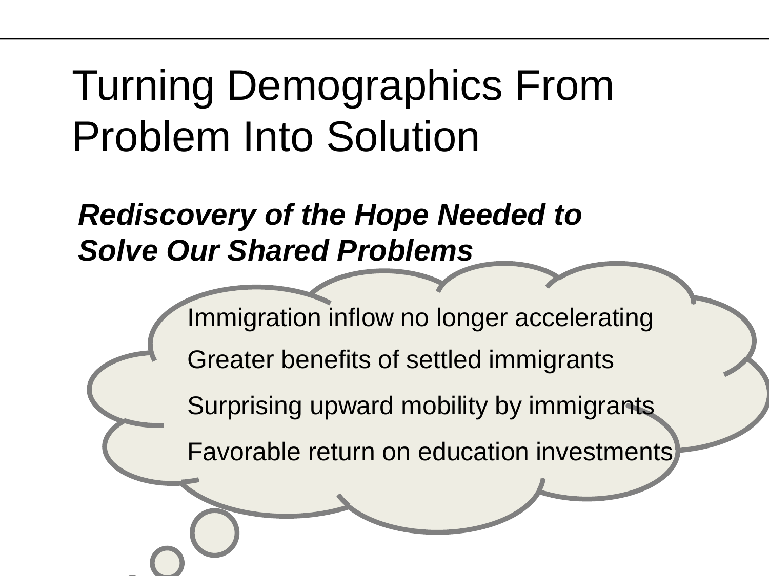# Turning Demographics From Problem Into Solution

***Rediscovery of the Hope Needed to Solve Our Shared Problems***

- Immigration inflow no longer accelerating
- Greater benefits of settled immigrants
- Surprising upward mobility by immigrants
- Favorable return on education investments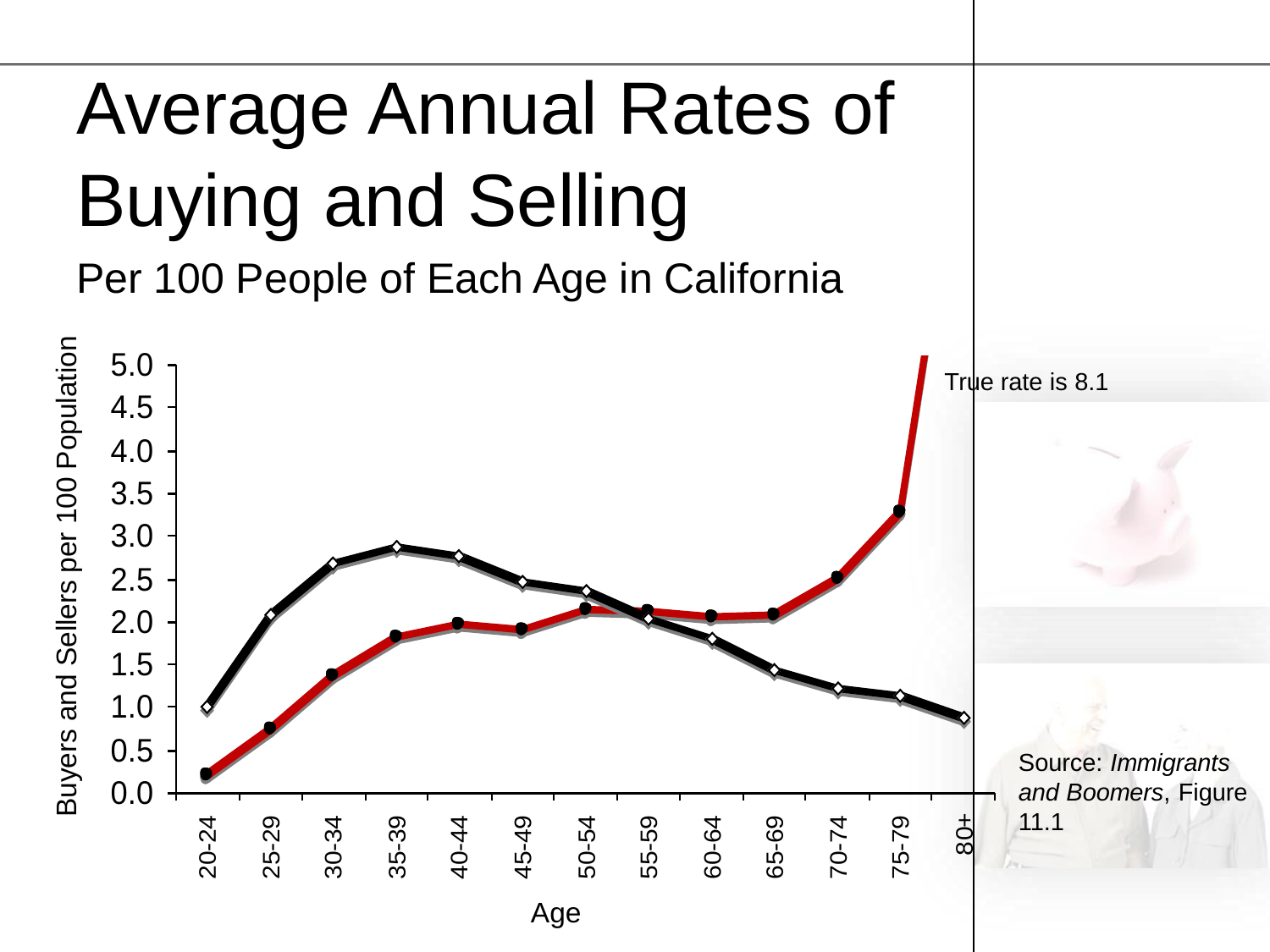# Average Annual Rates of Buying and Selling

Per 100 People of Each Age in California

Buyers and Sellers per 100 Population

5.0
4.5
4.0
3.5
3.0
2.5
2.0
1.5
1.0
0.5
0.0

20-24 25-29 30-34 35-39 40-44 45-49 50-54 55-59 60-64 65-69 70-74 75-79 80+

Age

True rate is 8.1

Source: *Immigrants and Boomers*, Figure 11.1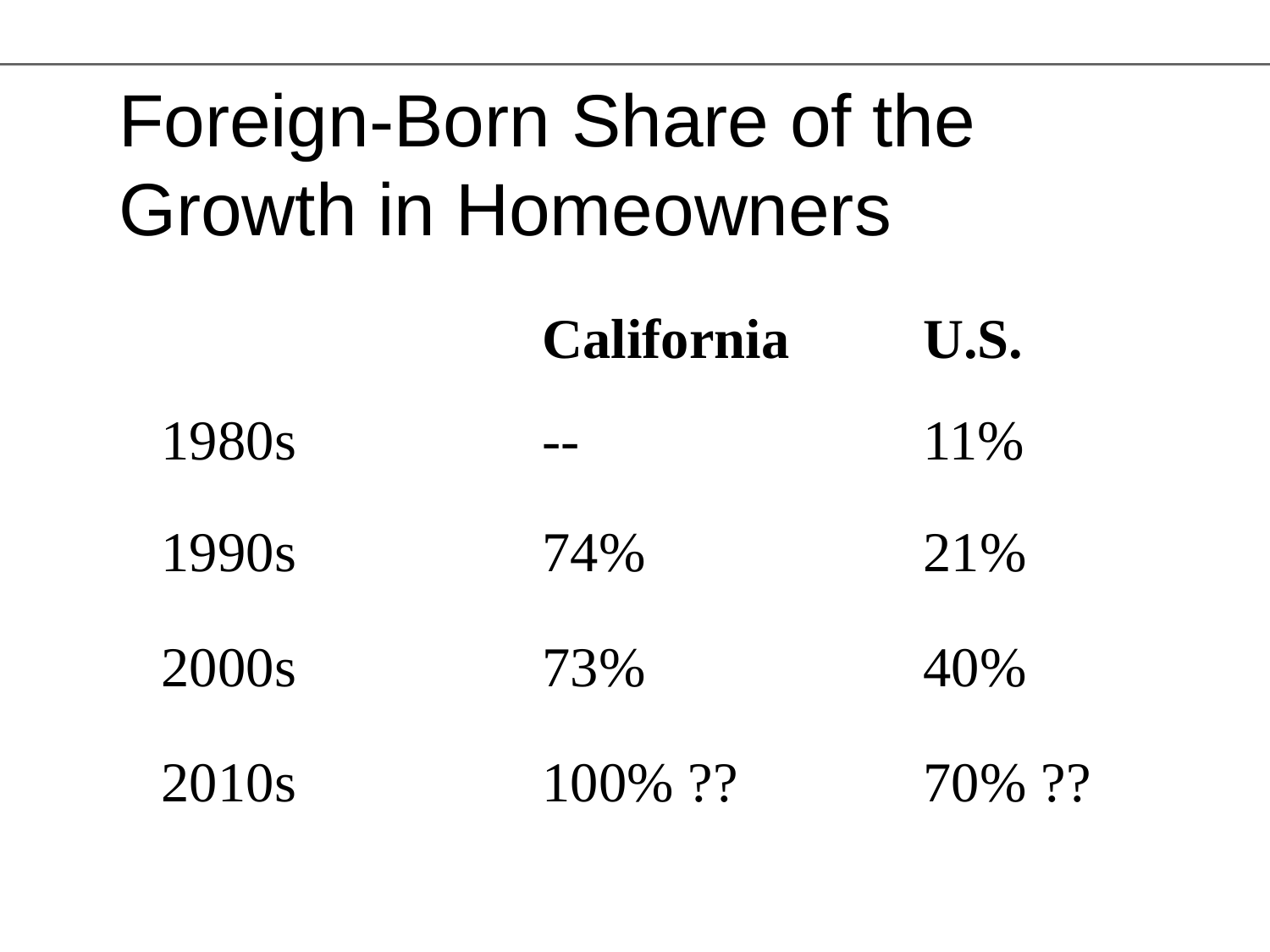# Foreign-Born Share of the Growth in Homeowners

| | California | U.S. |
|---|---|---|
| 1980s | -- | 11% |
| 1990s | 74% | 21% |
| 2000s | 73% | 40% |
| 2010s | 100% ?? | 70% ?? |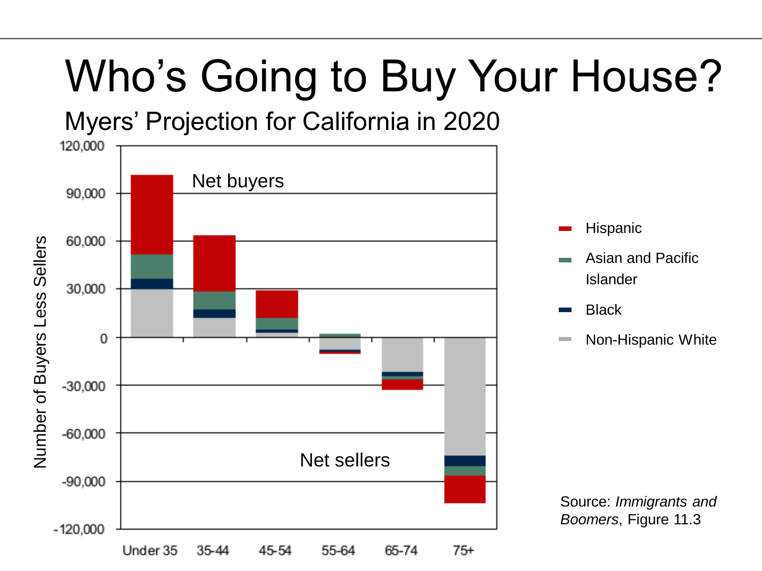# Who's Going to Buy Your House?

## Myers' Projection for California in 2020

Net buyers

Net sellers

Number of Buyers Less Sellers

120,000 · 90,000 · 60,000 · 30,000 · 0 · -30,000 · -60,000 · -90,000 · -120,000

Under 35 · 35-44 · 45-54 · 55-64 · 65-74 · 75+

- Hispanic
- Asian and Pacific Islander
- Black
- Non-Hispanic White

Source: *Immigrants and Boomers*, Figure 11.3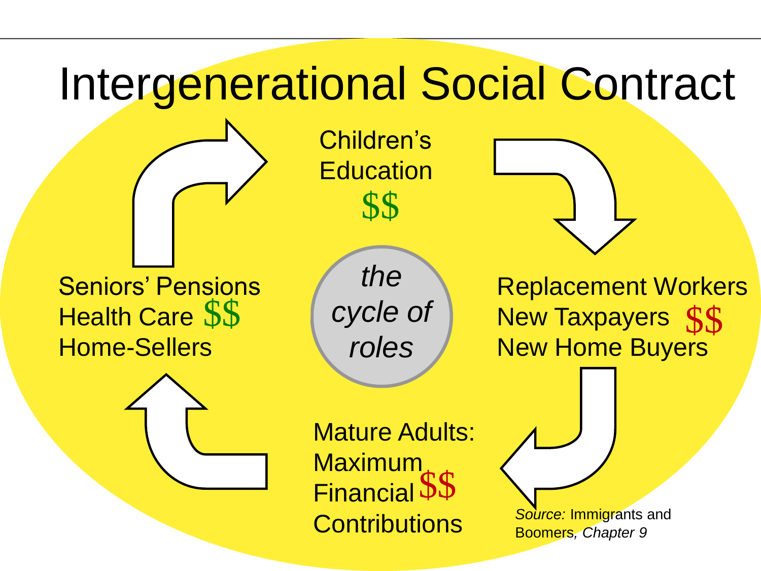# Intergenerational Social Contract

Children's Education $$

Replacement Workers
New Taxpayers $$
New Home Buyers

Mature Adults: Maximum Financial $$ Contributions

Seniors' Pensions
Health Care $$
Home-Sellers

*the cycle of roles*

*Source:* Immigrants and Boomers*, Chapter 9*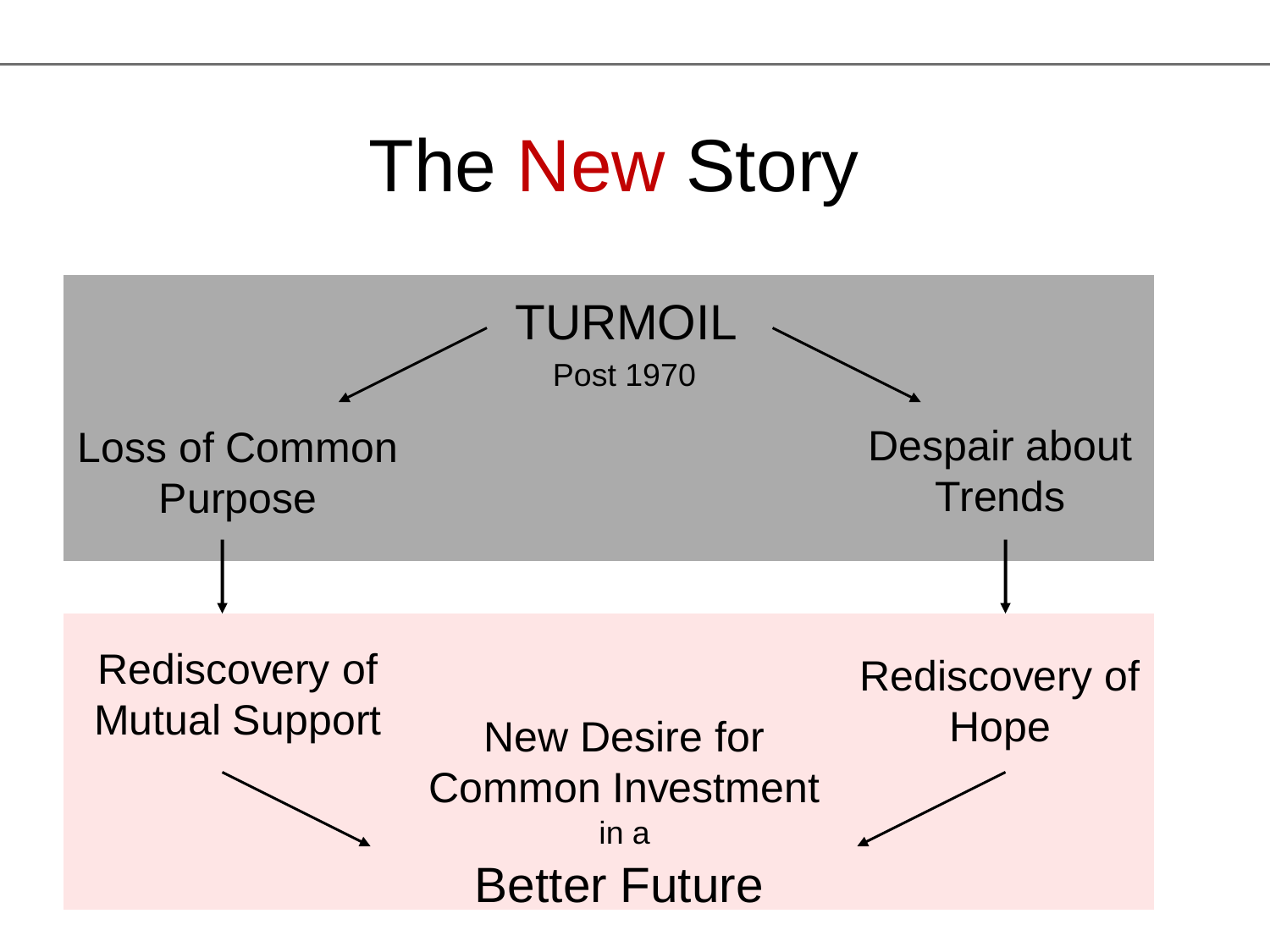# The New Story

**TURMOIL**
Post 1970

Loss of Common Purpose

Despair about Trends

Rediscovery of Mutual Support

Rediscovery of Hope

New Desire for Common Investment in a **Better Future**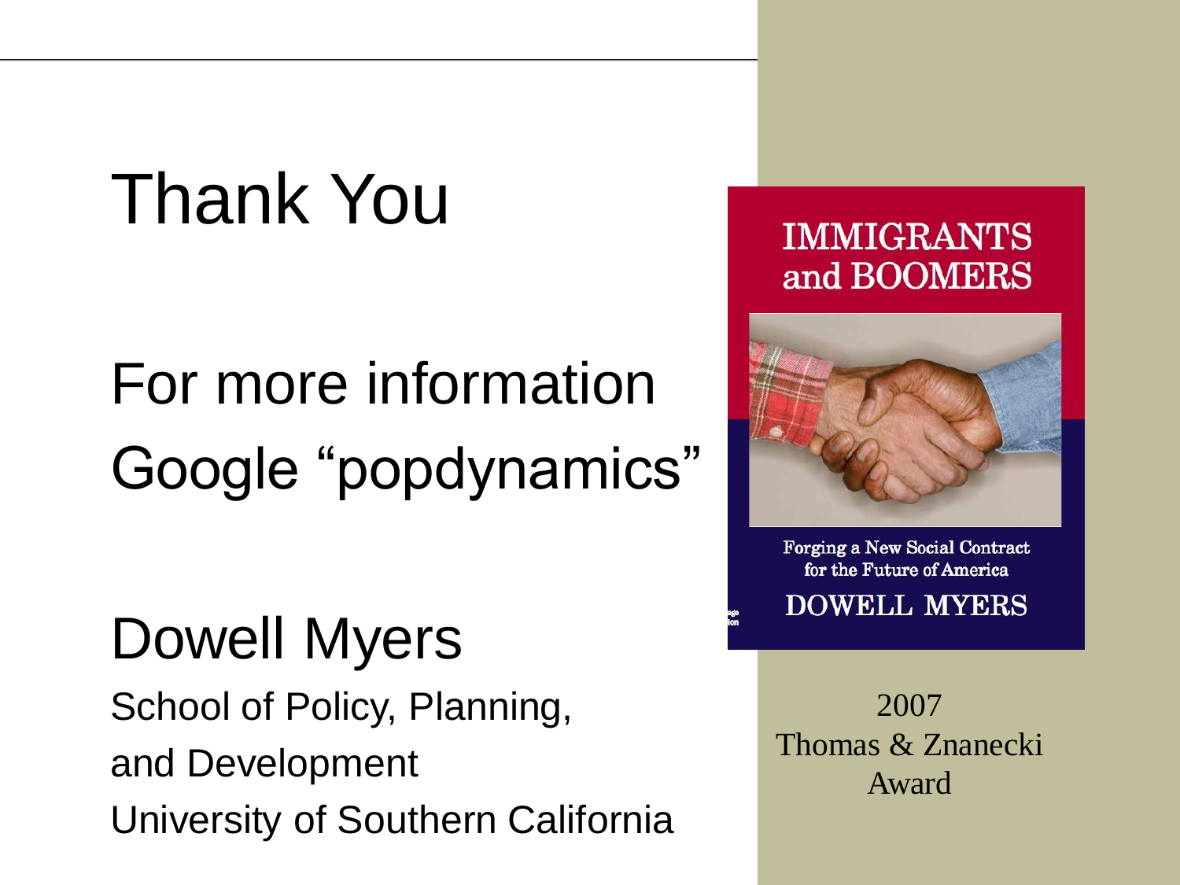# Thank You

For more information
Google "popdynamics"

Dowell Myers

School of Policy, Planning,
and Development
University of Southern California

IMMIGRANTS and BOOMERS

Forging a New Social Contract for the Future of America

DOWELL MYERS

2007
Thomas & Znanecki
Award